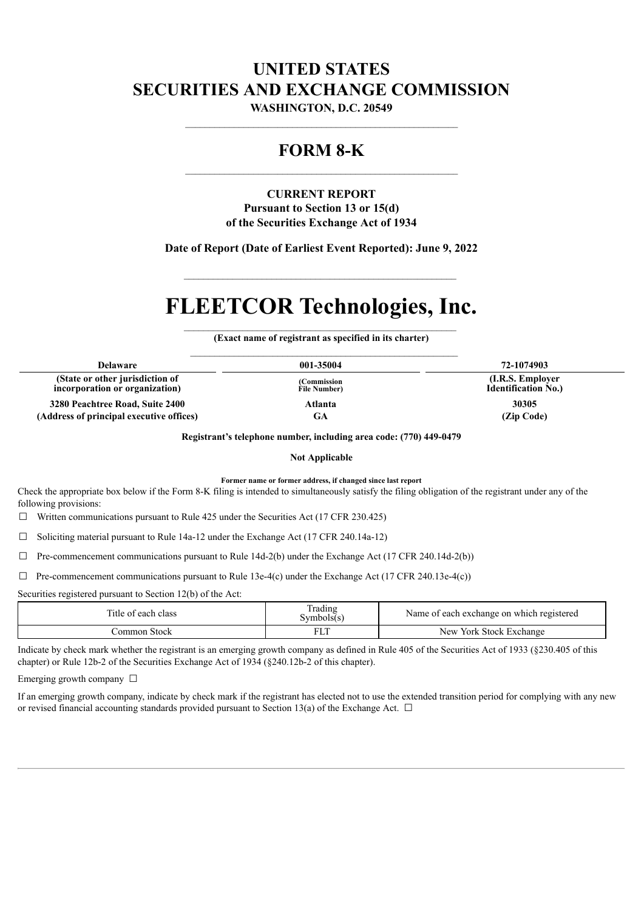# UNITED STATES
# SECURITIES AND EXCHANGE COMMISSION

**WASHINGTON, D.C. 20549**

## FORM 8-K

**CURRENT REPORT**
**Pursuant to Section 13 or 15(d)**
**of the Securities Exchange Act of 1934**

**Date of Report (Date of Earliest Event Reported): June 9, 2022**

# FLEETCOR Technologies, Inc.

**(Exact name of registrant as specified in its charter)**

| Delaware | 001-35004 | 72-1074903 |
|---|---|---|
| **(State or other jurisdiction of incorporation or organization)** | **(Commission File Number)** | **(I.R.S. Employer Identification No.)** |
| **3280 Peachtree Road, Suite 2400** | **Atlanta** | **30305** |
| **(Address of principal executive offices)** | **GA** | **(Zip Code)** |

**Registrant's telephone number, including area code: (770) 449-0479**

**Not Applicable**

**Former name or former address, if changed since last report**

Check the appropriate box below if the Form 8-K filing is intended to simultaneously satisfy the filing obligation of the registrant under any of the following provisions:

☐ Written communications pursuant to Rule 425 under the Securities Act (17 CFR 230.425)

☐ Soliciting material pursuant to Rule 14a-12 under the Exchange Act (17 CFR 240.14a-12)

☐ Pre-commencement communications pursuant to Rule 14d-2(b) under the Exchange Act (17 CFR 240.14d-2(b))

☐ Pre-commencement communications pursuant to Rule 13e-4(c) under the Exchange Act (17 CFR 240.13e-4(c))

Securities registered pursuant to Section 12(b) of the Act:

| Title of each class | Trading Symbols(s) | Name of each exchange on which registered |
|---|---|---|
| Common Stock | FLT | New York Stock Exchange |

Indicate by check mark whether the registrant is an emerging growth company as defined in Rule 405 of the Securities Act of 1933 (§230.405 of this chapter) or Rule 12b-2 of the Securities Exchange Act of 1934 (§240.12b-2 of this chapter).

Emerging growth company ☐

If an emerging growth company, indicate by check mark if the registrant has elected not to use the extended transition period for complying with any new or revised financial accounting standards provided pursuant to Section 13(a) of the Exchange Act. ☐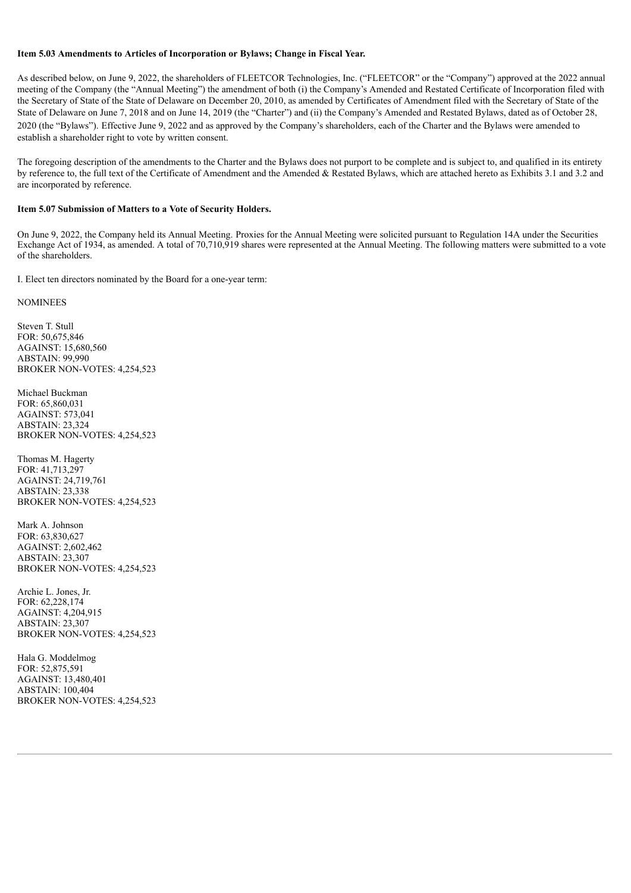**Item 5.03 Amendments to Articles of Incorporation or Bylaws; Change in Fiscal Year.**

As described below, on June 9, 2022, the shareholders of FLEETCOR Technologies, Inc. ("FLEETCOR" or the "Company") approved at the 2022 annual meeting of the Company (the "Annual Meeting") the amendment of both (i) the Company's Amended and Restated Certificate of Incorporation filed with the Secretary of State of the State of Delaware on December 20, 2010, as amended by Certificates of Amendment filed with the Secretary of State of the State of Delaware on June 7, 2018 and on June 14, 2019 (the "Charter") and (ii) the Company's Amended and Restated Bylaws, dated as of October 28, 2020 (the "Bylaws"). Effective June 9, 2022 and as approved by the Company's shareholders, each of the Charter and the Bylaws were amended to establish a shareholder right to vote by written consent.

The foregoing description of the amendments to the Charter and the Bylaws does not purport to be complete and is subject to, and qualified in its entirety by reference to, the full text of the Certificate of Amendment and the Amended & Restated Bylaws, which are attached hereto as Exhibits 3.1 and 3.2 and are incorporated by reference.

**Item 5.07 Submission of Matters to a Vote of Security Holders.**

On June 9, 2022, the Company held its Annual Meeting. Proxies for the Annual Meeting were solicited pursuant to Regulation 14A under the Securities Exchange Act of 1934, as amended. A total of 70,710,919 shares were represented at the Annual Meeting. The following matters were submitted to a vote of the shareholders.

I. Elect ten directors nominated by the Board for a one-year term:

NOMINEES

Steven T. Stull
FOR: 50,675,846
AGAINST: 15,680,560
ABSTAIN: 99,990
BROKER NON-VOTES: 4,254,523

Michael Buckman
FOR: 65,860,031
AGAINST: 573,041
ABSTAIN: 23,324
BROKER NON-VOTES: 4,254,523

Thomas M. Hagerty
FOR: 41,713,297
AGAINST: 24,719,761
ABSTAIN: 23,338
BROKER NON-VOTES: 4,254,523

Mark A. Johnson
FOR: 63,830,627
AGAINST: 2,602,462
ABSTAIN: 23,307
BROKER NON-VOTES: 4,254,523

Archie L. Jones, Jr.
FOR: 62,228,174
AGAINST: 4,204,915
ABSTAIN: 23,307
BROKER NON-VOTES: 4,254,523

Hala G. Moddelmog
FOR: 52,875,591
AGAINST: 13,480,401
ABSTAIN: 100,404
BROKER NON-VOTES: 4,254,523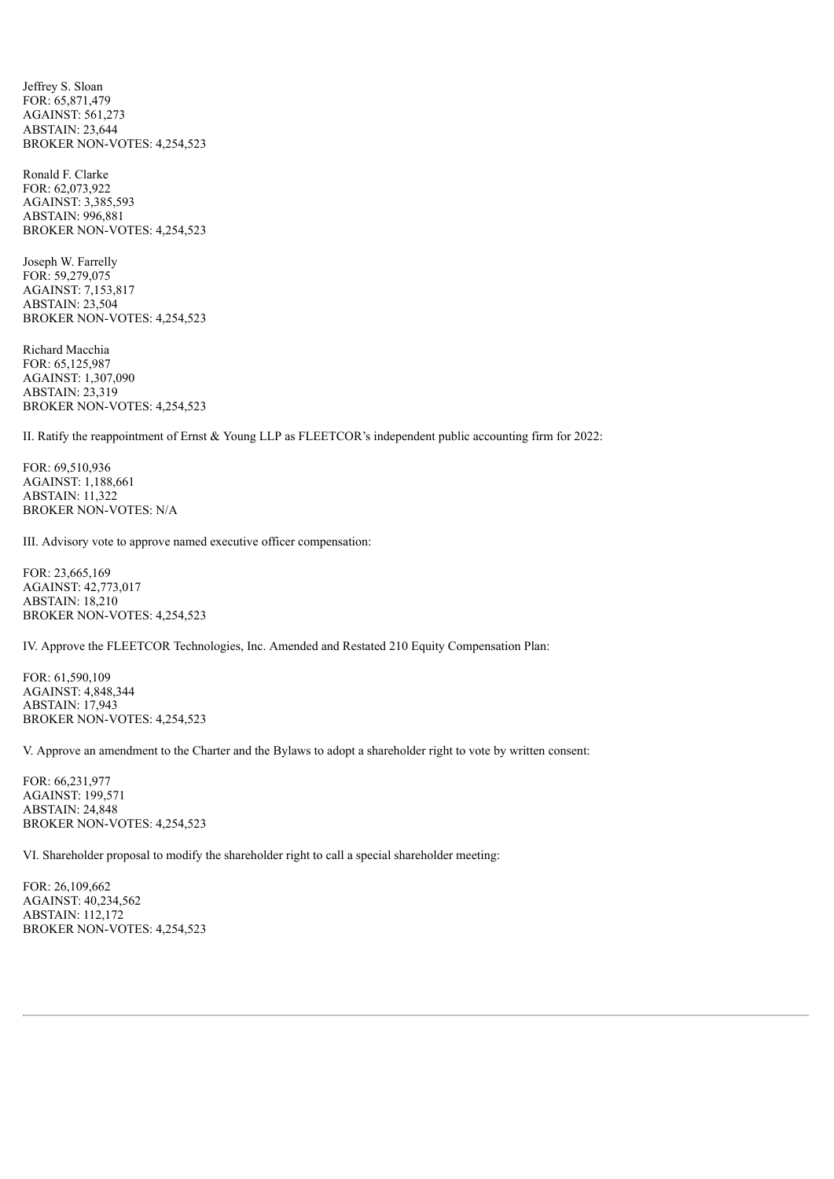Jeffrey S. Sloan
FOR: 65,871,479
AGAINST: 561,273
ABSTAIN: 23,644
BROKER NON-VOTES: 4,254,523

Ronald F. Clarke
FOR: 62,073,922
AGAINST: 3,385,593
ABSTAIN: 996,881
BROKER NON-VOTES: 4,254,523

Joseph W. Farrelly
FOR: 59,279,075
AGAINST: 7,153,817
ABSTAIN: 23,504
BROKER NON-VOTES: 4,254,523

Richard Macchia
FOR: 65,125,987
AGAINST: 1,307,090
ABSTAIN: 23,319
BROKER NON-VOTES: 4,254,523

II. Ratify the reappointment of Ernst & Young LLP as FLEETCOR's independent public accounting firm for 2022:

FOR: 69,510,936
AGAINST: 1,188,661
ABSTAIN: 11,322
BROKER NON-VOTES: N/A

III. Advisory vote to approve named executive officer compensation:

FOR: 23,665,169
AGAINST: 42,773,017
ABSTAIN: 18,210
BROKER NON-VOTES: 4,254,523

IV. Approve the FLEETCOR Technologies, Inc. Amended and Restated 210 Equity Compensation Plan:

FOR: 61,590,109
AGAINST: 4,848,344
ABSTAIN: 17,943
BROKER NON-VOTES: 4,254,523

V. Approve an amendment to the Charter and the Bylaws to adopt a shareholder right to vote by written consent:

FOR: 66,231,977
AGAINST: 199,571
ABSTAIN: 24,848
BROKER NON-VOTES: 4,254,523

VI. Shareholder proposal to modify the shareholder right to call a special shareholder meeting:

FOR: 26,109,662
AGAINST: 40,234,562
ABSTAIN: 112,172
BROKER NON-VOTES: 4,254,523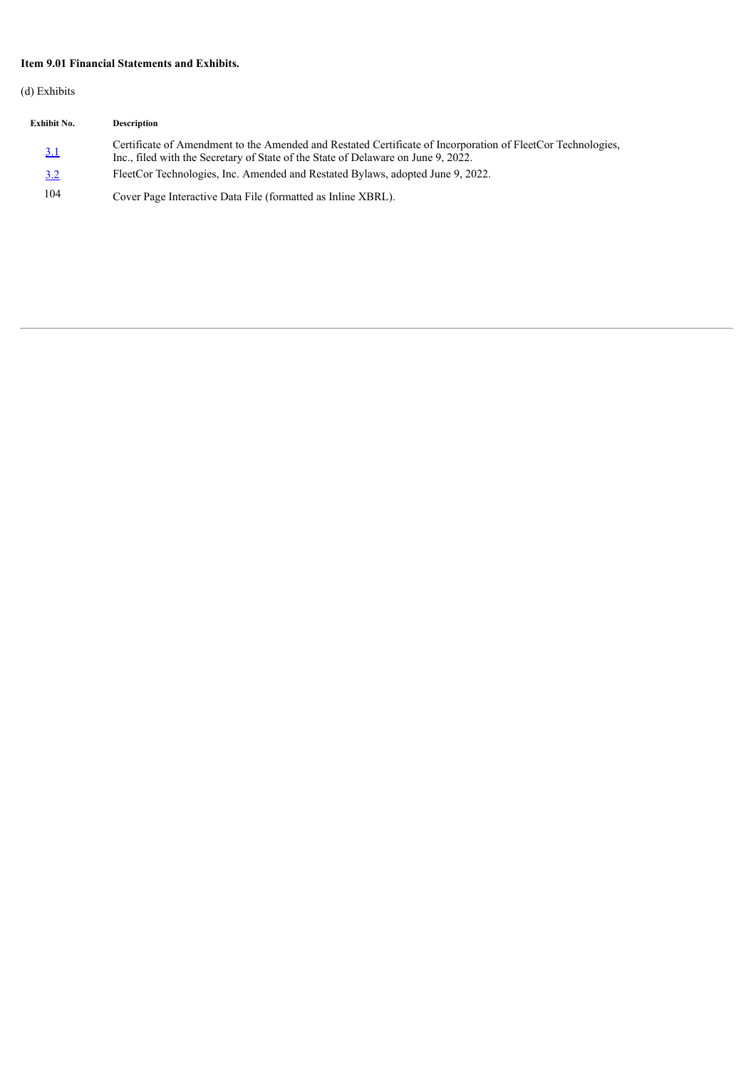**Item 9.01 Financial Statements and Exhibits.**

(d) Exhibits

| Exhibit No. | Description |
| --- | --- |
| 3.1 | Certificate of Amendment to the Amended and Restated Certificate of Incorporation of FleetCor Technologies, Inc., filed with the Secretary of State of the State of Delaware on June 9, 2022. |
| 3.2 | FleetCor Technologies, Inc. Amended and Restated Bylaws, adopted June 9, 2022. |
| 104 | Cover Page Interactive Data File (formatted as Inline XBRL). |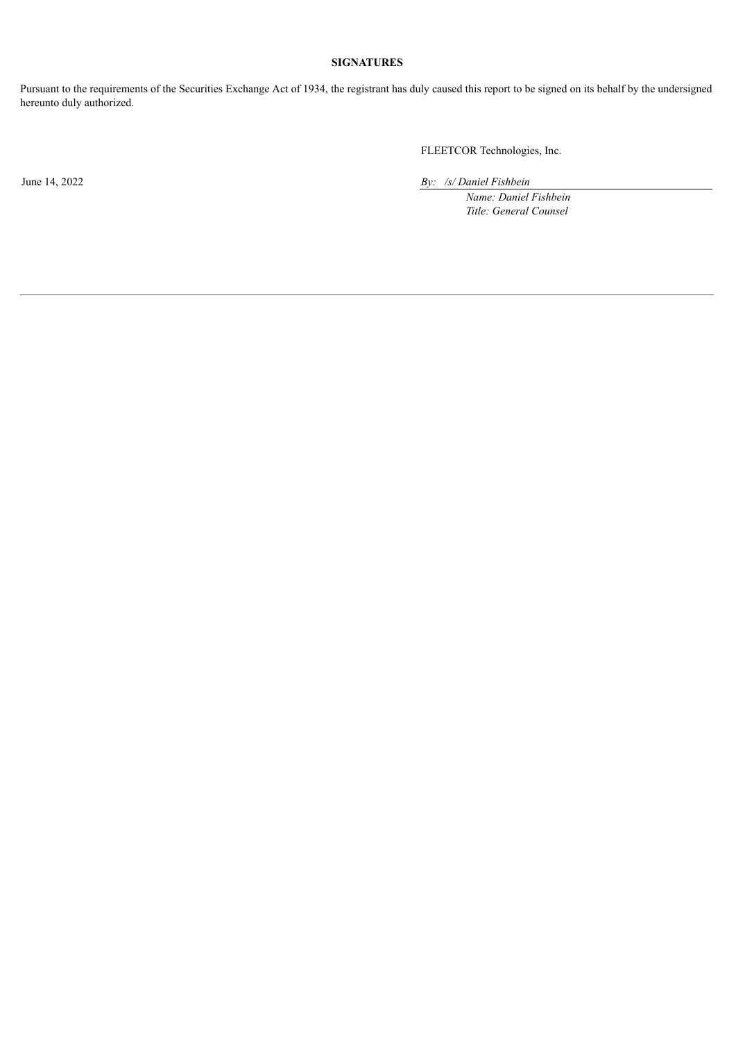**SIGNATURES**

Pursuant to the requirements of the Securities Exchange Act of 1934, the registrant has duly caused this report to be signed on its behalf by the undersigned hereunto duly authorized.

FLEETCOR Technologies, Inc.

June 14, 2022

*By: /s/ Daniel Fishbein*

*Name: Daniel Fishbein*

*Title: General Counsel*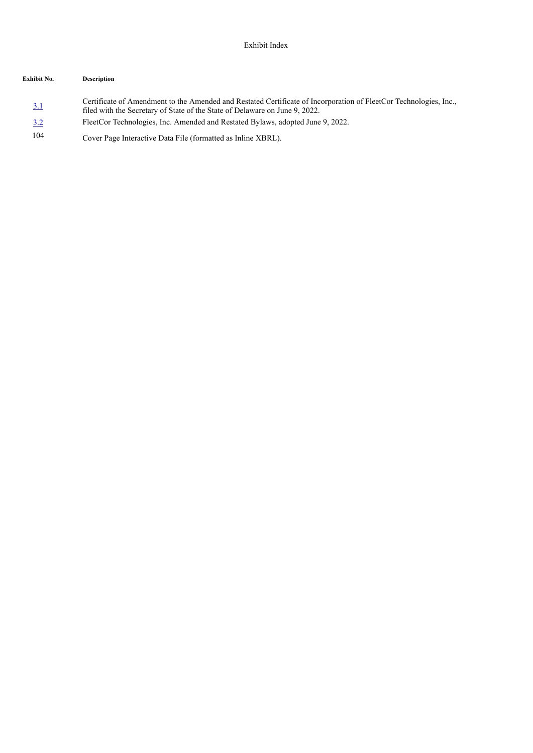Exhibit Index

| Exhibit No. | Description |
| --- | --- |
| 3.1 | Certificate of Amendment to the Amended and Restated Certificate of Incorporation of FleetCor Technologies, Inc., filed with the Secretary of State of the State of Delaware on June 9, 2022. |
| 3.2 | FleetCor Technologies, Inc. Amended and Restated Bylaws, adopted June 9, 2022. |
| 104 | Cover Page Interactive Data File (formatted as Inline XBRL). |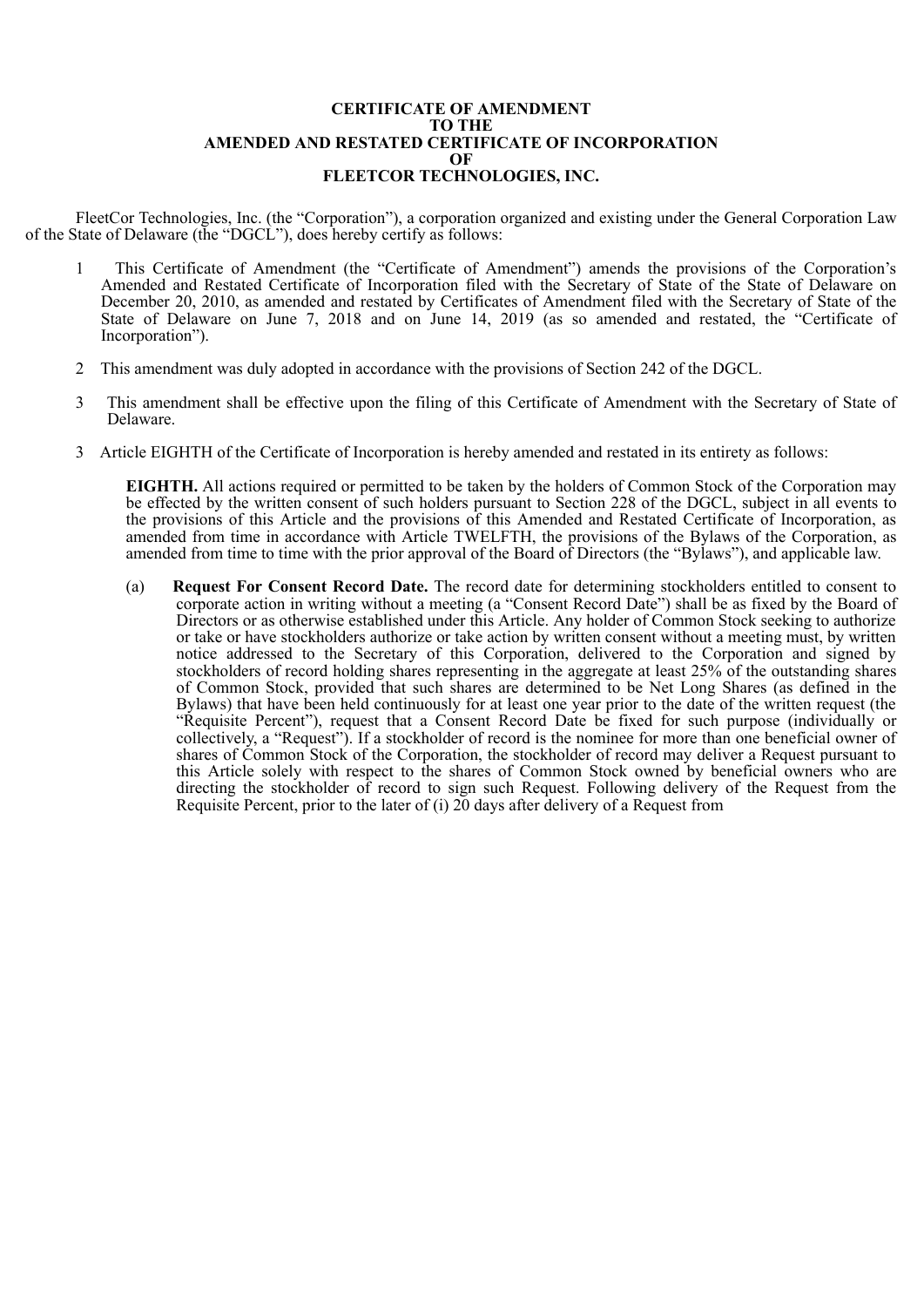**CERTIFICATE OF AMENDMENT**
**TO THE**
**AMENDED AND RESTATED CERTIFICATE OF INCORPORATION**
**OF**
**FLEETCOR TECHNOLOGIES, INC.**

FleetCor Technologies, Inc. (the "Corporation"), a corporation organized and existing under the General Corporation Law of the State of Delaware (the "DGCL"), does hereby certify as follows:

1 This Certificate of Amendment (the "Certificate of Amendment") amends the provisions of the Corporation's Amended and Restated Certificate of Incorporation filed with the Secretary of State of the State of Delaware on December 20, 2010, as amended and restated by Certificates of Amendment filed with the Secretary of State of the State of Delaware on June 7, 2018 and on June 14, 2019 (as so amended and restated, the "Certificate of Incorporation").

2 This amendment was duly adopted in accordance with the provisions of Section 242 of the DGCL.

3 This amendment shall be effective upon the filing of this Certificate of Amendment with the Secretary of State of Delaware.

3 Article EIGHTH of the Certificate of Incorporation is hereby amended and restated in its entirety as follows:

**EIGHTH.** All actions required or permitted to be taken by the holders of Common Stock of the Corporation may be effected by the written consent of such holders pursuant to Section 228 of the DGCL, subject in all events to the provisions of this Article and the provisions of this Amended and Restated Certificate of Incorporation, as amended from time in accordance with Article TWELFTH, the provisions of the Bylaws of the Corporation, as amended from time to time with the prior approval of the Board of Directors (the "Bylaws"), and applicable law.

(a) **Request For Consent Record Date.** The record date for determining stockholders entitled to consent to corporate action in writing without a meeting (a "Consent Record Date") shall be as fixed by the Board of Directors or as otherwise established under this Article. Any holder of Common Stock seeking to authorize or take or have stockholders authorize or take action by written consent without a meeting must, by written notice addressed to the Secretary of this Corporation, delivered to the Corporation and signed by stockholders of record holding shares representing in the aggregate at least 25% of the outstanding shares of Common Stock, provided that such shares are determined to be Net Long Shares (as defined in the Bylaws) that have been held continuously for at least one year prior to the date of the written request (the "Requisite Percent"), request that a Consent Record Date be fixed for such purpose (individually or collectively, a "Request"). If a stockholder of record is the nominee for more than one beneficial owner of shares of Common Stock of the Corporation, the stockholder of record may deliver a Request pursuant to this Article solely with respect to the shares of Common Stock owned by beneficial owners who are directing the stockholder of record to sign such Request. Following delivery of the Request from the Requisite Percent, prior to the later of (i) 20 days after delivery of a Request from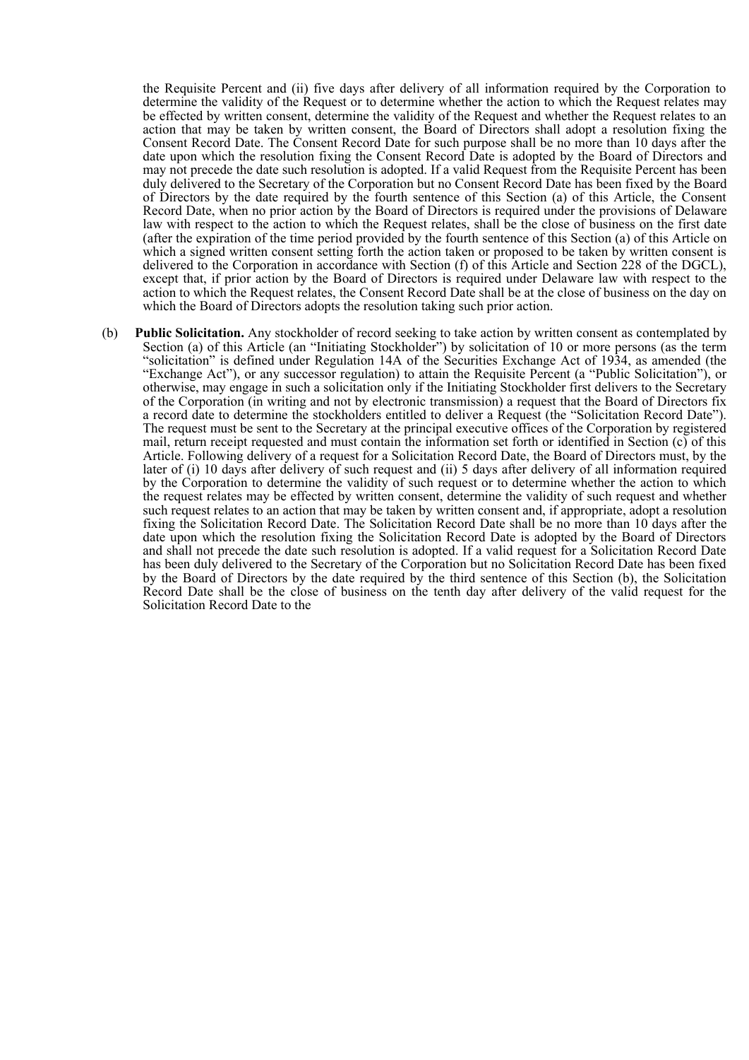the Requisite Percent and (ii) five days after delivery of all information required by the Corporation to determine the validity of the Request or to determine whether the action to which the Request relates may be effected by written consent, determine the validity of the Request and whether the Request relates to an action that may be taken by written consent, the Board of Directors shall adopt a resolution fixing the Consent Record Date. The Consent Record Date for such purpose shall be no more than 10 days after the date upon which the resolution fixing the Consent Record Date is adopted by the Board of Directors and may not precede the date such resolution is adopted. If a valid Request from the Requisite Percent has been duly delivered to the Secretary of the Corporation but no Consent Record Date has been fixed by the Board of Directors by the date required by the fourth sentence of this Section (a) of this Article, the Consent Record Date, when no prior action by the Board of Directors is required under the provisions of Delaware law with respect to the action to which the Request relates, shall be the close of business on the first date (after the expiration of the time period provided by the fourth sentence of this Section (a) of this Article on which a signed written consent setting forth the action taken or proposed to be taken by written consent is delivered to the Corporation in accordance with Section (f) of this Article and Section 228 of the DGCL), except that, if prior action by the Board of Directors is required under Delaware law with respect to the action to which the Request relates, the Consent Record Date shall be at the close of business on the day on which the Board of Directors adopts the resolution taking such prior action.

(b) **Public Solicitation.** Any stockholder of record seeking to take action by written consent as contemplated by Section (a) of this Article (an “Initiating Stockholder”) by solicitation of 10 or more persons (as the term “solicitation” is defined under Regulation 14A of the Securities Exchange Act of 1934, as amended (the “Exchange Act”), or any successor regulation) to attain the Requisite Percent (a “Public Solicitation”), or otherwise, may engage in such a solicitation only if the Initiating Stockholder first delivers to the Secretary of the Corporation (in writing and not by electronic transmission) a request that the Board of Directors fix a record date to determine the stockholders entitled to deliver a Request (the “Solicitation Record Date”). The request must be sent to the Secretary at the principal executive offices of the Corporation by registered mail, return receipt requested and must contain the information set forth or identified in Section (c) of this Article. Following delivery of a request for a Solicitation Record Date, the Board of Directors must, by the later of (i) 10 days after delivery of such request and (ii) 5 days after delivery of all information required by the Corporation to determine the validity of such request or to determine whether the action to which the request relates may be effected by written consent, determine the validity of such request and whether such request relates to an action that may be taken by written consent and, if appropriate, adopt a resolution fixing the Solicitation Record Date. The Solicitation Record Date shall be no more than 10 days after the date upon which the resolution fixing the Solicitation Record Date is adopted by the Board of Directors and shall not precede the date such resolution is adopted. If a valid request for a Solicitation Record Date has been duly delivered to the Secretary of the Corporation but no Solicitation Record Date has been fixed by the Board of Directors by the date required by the third sentence of this Section (b), the Solicitation Record Date shall be the close of business on the tenth day after delivery of the valid request for the Solicitation Record Date to the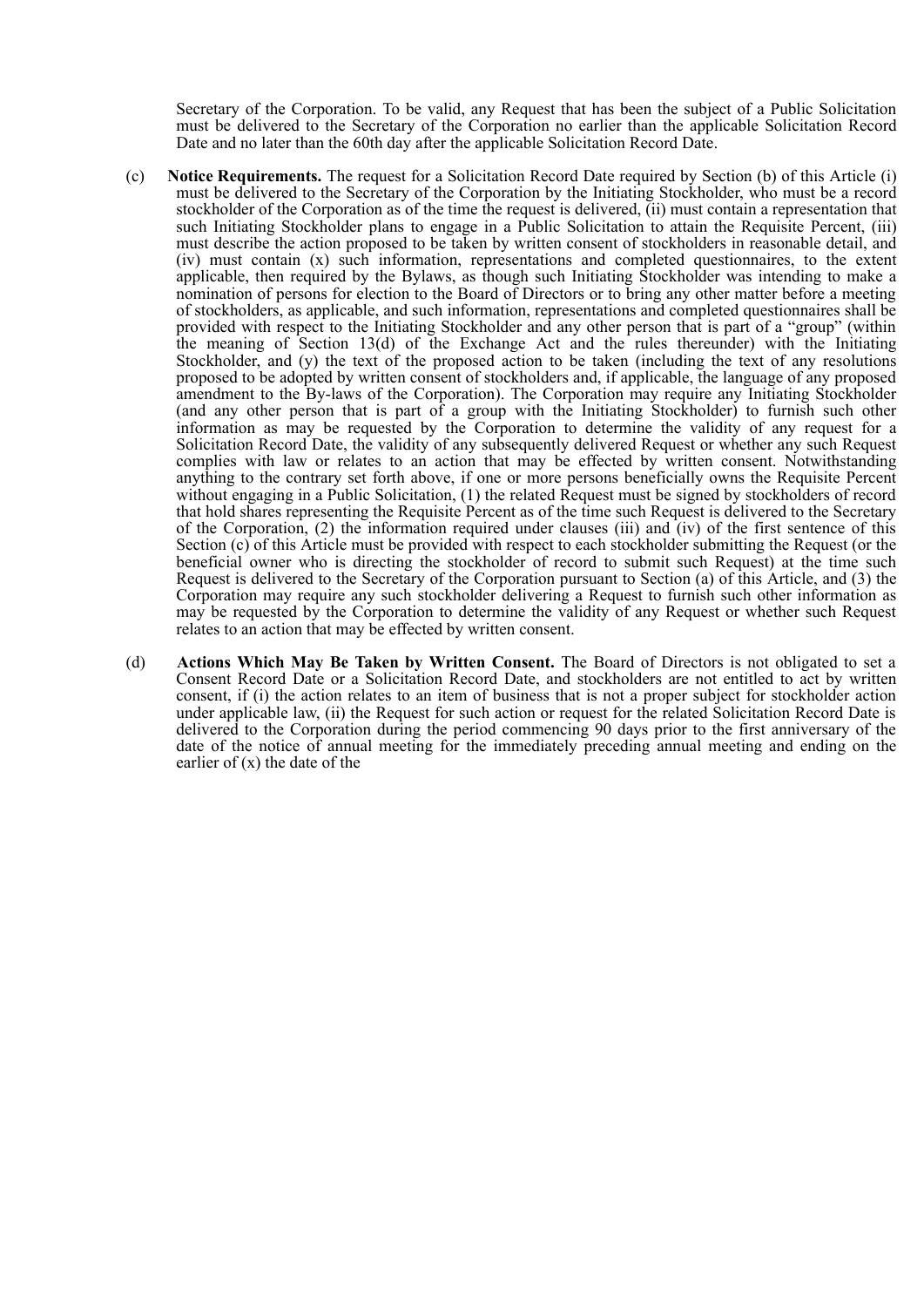Secretary of the Corporation. To be valid, any Request that has been the subject of a Public Solicitation must be delivered to the Secretary of the Corporation no earlier than the applicable Solicitation Record Date and no later than the 60th day after the applicable Solicitation Record Date.

(c) **Notice Requirements.** The request for a Solicitation Record Date required by Section (b) of this Article (i) must be delivered to the Secretary of the Corporation by the Initiating Stockholder, who must be a record stockholder of the Corporation as of the time the request is delivered, (ii) must contain a representation that such Initiating Stockholder plans to engage in a Public Solicitation to attain the Requisite Percent, (iii) must describe the action proposed to be taken by written consent of stockholders in reasonable detail, and (iv) must contain (x) such information, representations and completed questionnaires, to the extent applicable, then required by the Bylaws, as though such Initiating Stockholder was intending to make a nomination of persons for election to the Board of Directors or to bring any other matter before a meeting of stockholders, as applicable, and such information, representations and completed questionnaires shall be provided with respect to the Initiating Stockholder and any other person that is part of a "group" (within the meaning of Section 13(d) of the Exchange Act and the rules thereunder) with the Initiating Stockholder, and (y) the text of the proposed action to be taken (including the text of any resolutions proposed to be adopted by written consent of stockholders and, if applicable, the language of any proposed amendment to the By-laws of the Corporation). The Corporation may require any Initiating Stockholder (and any other person that is part of a group with the Initiating Stockholder) to furnish such other information as may be requested by the Corporation to determine the validity of any request for a Solicitation Record Date, the validity of any subsequently delivered Request or whether any such Request complies with law or relates to an action that may be effected by written consent. Notwithstanding anything to the contrary set forth above, if one or more persons beneficially owns the Requisite Percent without engaging in a Public Solicitation, (1) the related Request must be signed by stockholders of record that hold shares representing the Requisite Percent as of the time such Request is delivered to the Secretary of the Corporation, (2) the information required under clauses (iii) and (iv) of the first sentence of this Section (c) of this Article must be provided with respect to each stockholder submitting the Request (or the beneficial owner who is directing the stockholder of record to submit such Request) at the time such Request is delivered to the Secretary of the Corporation pursuant to Section (a) of this Article, and (3) the Corporation may require any such stockholder delivering a Request to furnish such other information as may be requested by the Corporation to determine the validity of any Request or whether such Request relates to an action that may be effected by written consent.

(d) **Actions Which May Be Taken by Written Consent.** The Board of Directors is not obligated to set a Consent Record Date or a Solicitation Record Date, and stockholders are not entitled to act by written consent, if (i) the action relates to an item of business that is not a proper subject for stockholder action under applicable law, (ii) the Request for such action or request for the related Solicitation Record Date is delivered to the Corporation during the period commencing 90 days prior to the first anniversary of the date of the notice of annual meeting for the immediately preceding annual meeting and ending on the earlier of (x) the date of the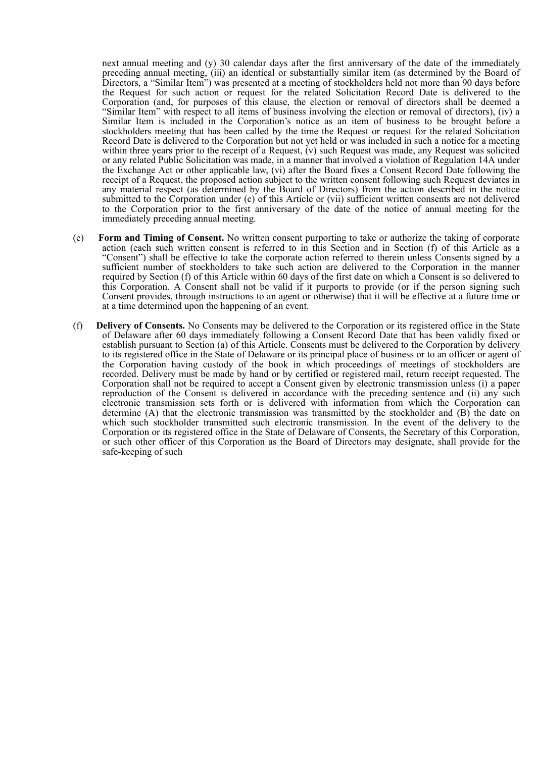next annual meeting and (y) 30 calendar days after the first anniversary of the date of the immediately preceding annual meeting, (iii) an identical or substantially similar item (as determined by the Board of Directors, a "Similar Item") was presented at a meeting of stockholders held not more than 90 days before the Request for such action or request for the related Solicitation Record Date is delivered to the Corporation (and, for purposes of this clause, the election or removal of directors shall be deemed a "Similar Item" with respect to all items of business involving the election or removal of directors), (iv) a Similar Item is included in the Corporation's notice as an item of business to be brought before a stockholders meeting that has been called by the time the Request or request for the related Solicitation Record Date is delivered to the Corporation but not yet held or was included in such a notice for a meeting within three years prior to the receipt of a Request, (v) such Request was made, any Request was solicited or any related Public Solicitation was made, in a manner that involved a violation of Regulation 14A under the Exchange Act or other applicable law, (vi) after the Board fixes a Consent Record Date following the receipt of a Request, the proposed action subject to the written consent following such Request deviates in any material respect (as determined by the Board of Directors) from the action described in the notice submitted to the Corporation under (c) of this Article or (vii) sufficient written consents are not delivered to the Corporation prior to the first anniversary of the date of the notice of annual meeting for the immediately preceding annual meeting.

(e) **Form and Timing of Consent.** No written consent purporting to take or authorize the taking of corporate action (each such written consent is referred to in this Section and in Section (f) of this Article as a "Consent") shall be effective to take the corporate action referred to therein unless Consents signed by a sufficient number of stockholders to take such action are delivered to the Corporation in the manner required by Section (f) of this Article within 60 days of the first date on which a Consent is so delivered to this Corporation. A Consent shall not be valid if it purports to provide (or if the person signing such Consent provides, through instructions to an agent or otherwise) that it will be effective at a future time or at a time determined upon the happening of an event.

(f) **Delivery of Consents.** No Consents may be delivered to the Corporation or its registered office in the State of Delaware after 60 days immediately following a Consent Record Date that has been validly fixed or establish pursuant to Section (a) of this Article. Consents must be delivered to the Corporation by delivery to its registered office in the State of Delaware or its principal place of business or to an officer or agent of the Corporation having custody of the book in which proceedings of meetings of stockholders are recorded. Delivery must be made by hand or by certified or registered mail, return receipt requested. The Corporation shall not be required to accept a Consent given by electronic transmission unless (i) a paper reproduction of the Consent is delivered in accordance with the preceding sentence and (ii) any such electronic transmission sets forth or is delivered with information from which the Corporation can determine (A) that the electronic transmission was transmitted by the stockholder and (B) the date on which such stockholder transmitted such electronic transmission. In the event of the delivery to the Corporation or its registered office in the State of Delaware of Consents, the Secretary of this Corporation, or such other officer of this Corporation as the Board of Directors may designate, shall provide for the safe-keeping of such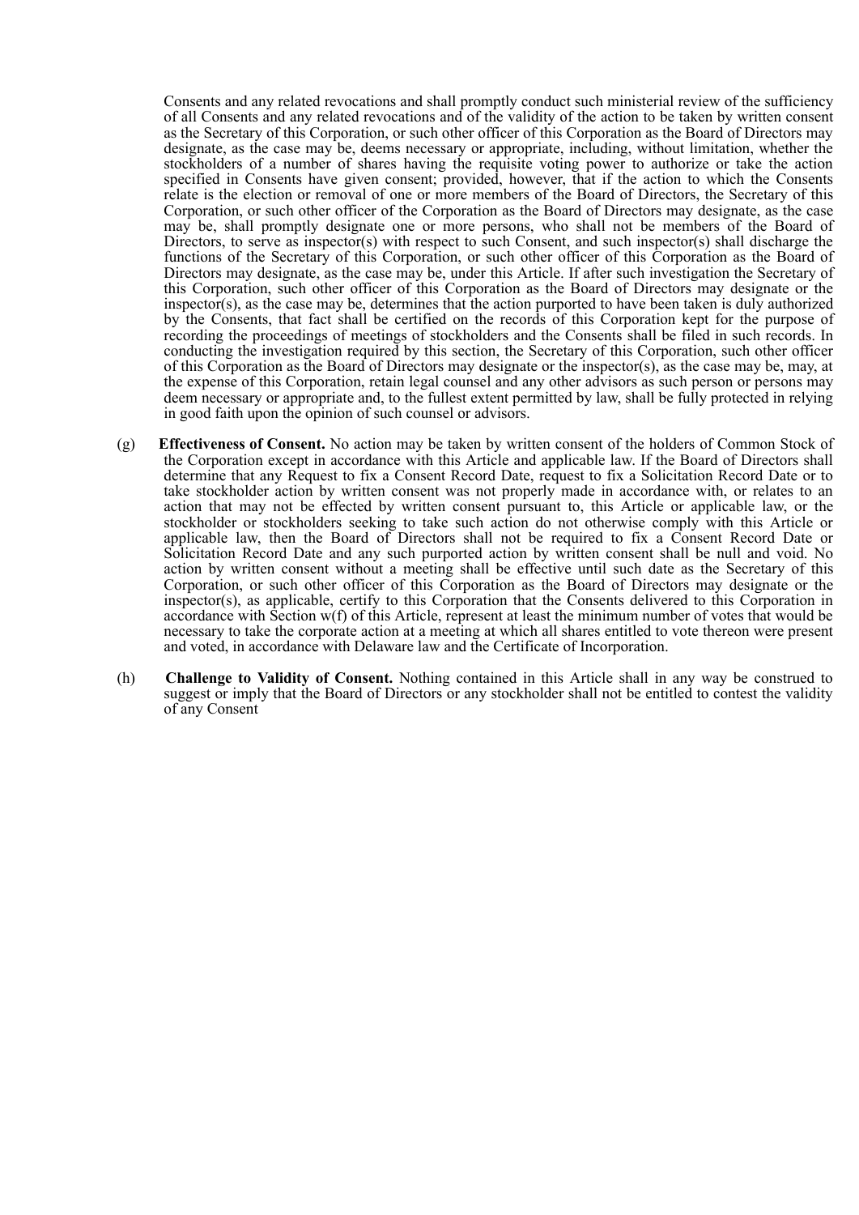Consents and any related revocations and shall promptly conduct such ministerial review of the sufficiency of all Consents and any related revocations and of the validity of the action to be taken by written consent as the Secretary of this Corporation, or such other officer of this Corporation as the Board of Directors may designate, as the case may be, deems necessary or appropriate, including, without limitation, whether the stockholders of a number of shares having the requisite voting power to authorize or take the action specified in Consents have given consent; provided, however, that if the action to which the Consents relate is the election or removal of one or more members of the Board of Directors, the Secretary of this Corporation, or such other officer of the Corporation as the Board of Directors may designate, as the case may be, shall promptly designate one or more persons, who shall not be members of the Board of Directors, to serve as inspector(s) with respect to such Consent, and such inspector(s) shall discharge the functions of the Secretary of this Corporation, or such other officer of this Corporation as the Board of Directors may designate, as the case may be, under this Article. If after such investigation the Secretary of this Corporation, such other officer of this Corporation as the Board of Directors may designate or the inspector(s), as the case may be, determines that the action purported to have been taken is duly authorized by the Consents, that fact shall be certified on the records of this Corporation kept for the purpose of recording the proceedings of meetings of stockholders and the Consents shall be filed in such records. In conducting the investigation required by this section, the Secretary of this Corporation, such other officer of this Corporation as the Board of Directors may designate or the inspector(s), as the case may be, may, at the expense of this Corporation, retain legal counsel and any other advisors as such person or persons may deem necessary or appropriate and, to the fullest extent permitted by law, shall be fully protected in relying in good faith upon the opinion of such counsel or advisors.

(g) **Effectiveness of Consent.** No action may be taken by written consent of the holders of Common Stock of the Corporation except in accordance with this Article and applicable law. If the Board of Directors shall determine that any Request to fix a Consent Record Date, request to fix a Solicitation Record Date or to take stockholder action by written consent was not properly made in accordance with, or relates to an action that may not be effected by written consent pursuant to, this Article or applicable law, or the stockholder or stockholders seeking to take such action do not otherwise comply with this Article or applicable law, then the Board of Directors shall not be required to fix a Consent Record Date or Solicitation Record Date and any such purported action by written consent shall be null and void. No action by written consent without a meeting shall be effective until such date as the Secretary of this Corporation, or such other officer of this Corporation as the Board of Directors may designate or the inspector(s), as applicable, certify to this Corporation that the Consents delivered to this Corporation in accordance with Section w(f) of this Article, represent at least the minimum number of votes that would be necessary to take the corporate action at a meeting at which all shares entitled to vote thereon were present and voted, in accordance with Delaware law and the Certificate of Incorporation.

(h) **Challenge to Validity of Consent.** Nothing contained in this Article shall in any way be construed to suggest or imply that the Board of Directors or any stockholder shall not be entitled to contest the validity of any Consent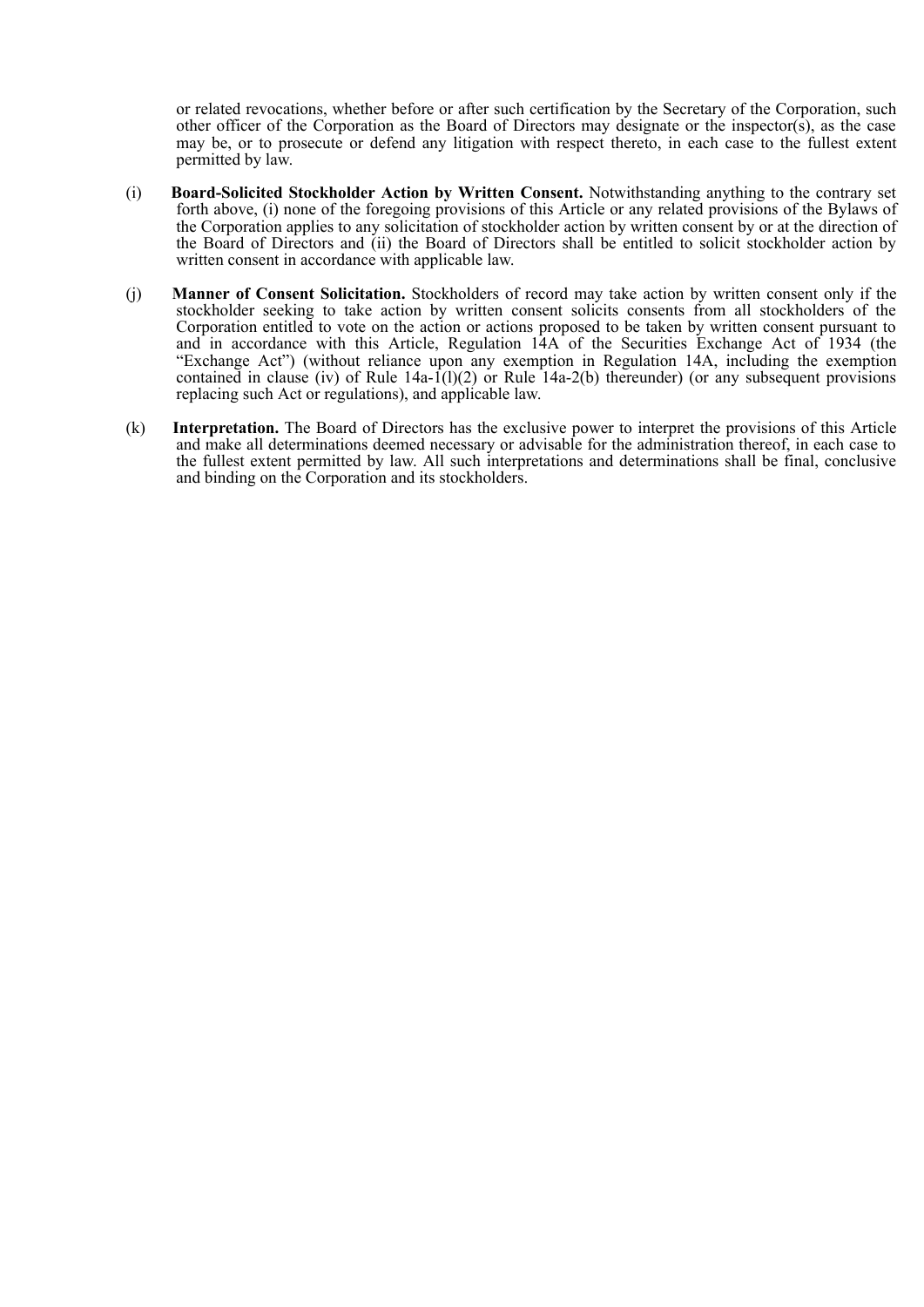or related revocations, whether before or after such certification by the Secretary of the Corporation, such other officer of the Corporation as the Board of Directors may designate or the inspector(s), as the case may be, or to prosecute or defend any litigation with respect thereto, in each case to the fullest extent permitted by law.

(i) **Board-Solicited Stockholder Action by Written Consent.** Notwithstanding anything to the contrary set forth above, (i) none of the foregoing provisions of this Article or any related provisions of the Bylaws of the Corporation applies to any solicitation of stockholder action by written consent by or at the direction of the Board of Directors and (ii) the Board of Directors shall be entitled to solicit stockholder action by written consent in accordance with applicable law.

(j) **Manner of Consent Solicitation.** Stockholders of record may take action by written consent only if the stockholder seeking to take action by written consent solicits consents from all stockholders of the Corporation entitled to vote on the action or actions proposed to be taken by written consent pursuant to and in accordance with this Article, Regulation 14A of the Securities Exchange Act of 1934 (the "Exchange Act") (without reliance upon any exemption in Regulation 14A, including the exemption contained in clause (iv) of Rule 14a-1(l)(2) or Rule 14a-2(b) thereunder) (or any subsequent provisions replacing such Act or regulations), and applicable law.

(k) **Interpretation.** The Board of Directors has the exclusive power to interpret the provisions of this Article and make all determinations deemed necessary or advisable for the administration thereof, in each case to the fullest extent permitted by law. All such interpretations and determinations shall be final, conclusive and binding on the Corporation and its stockholders.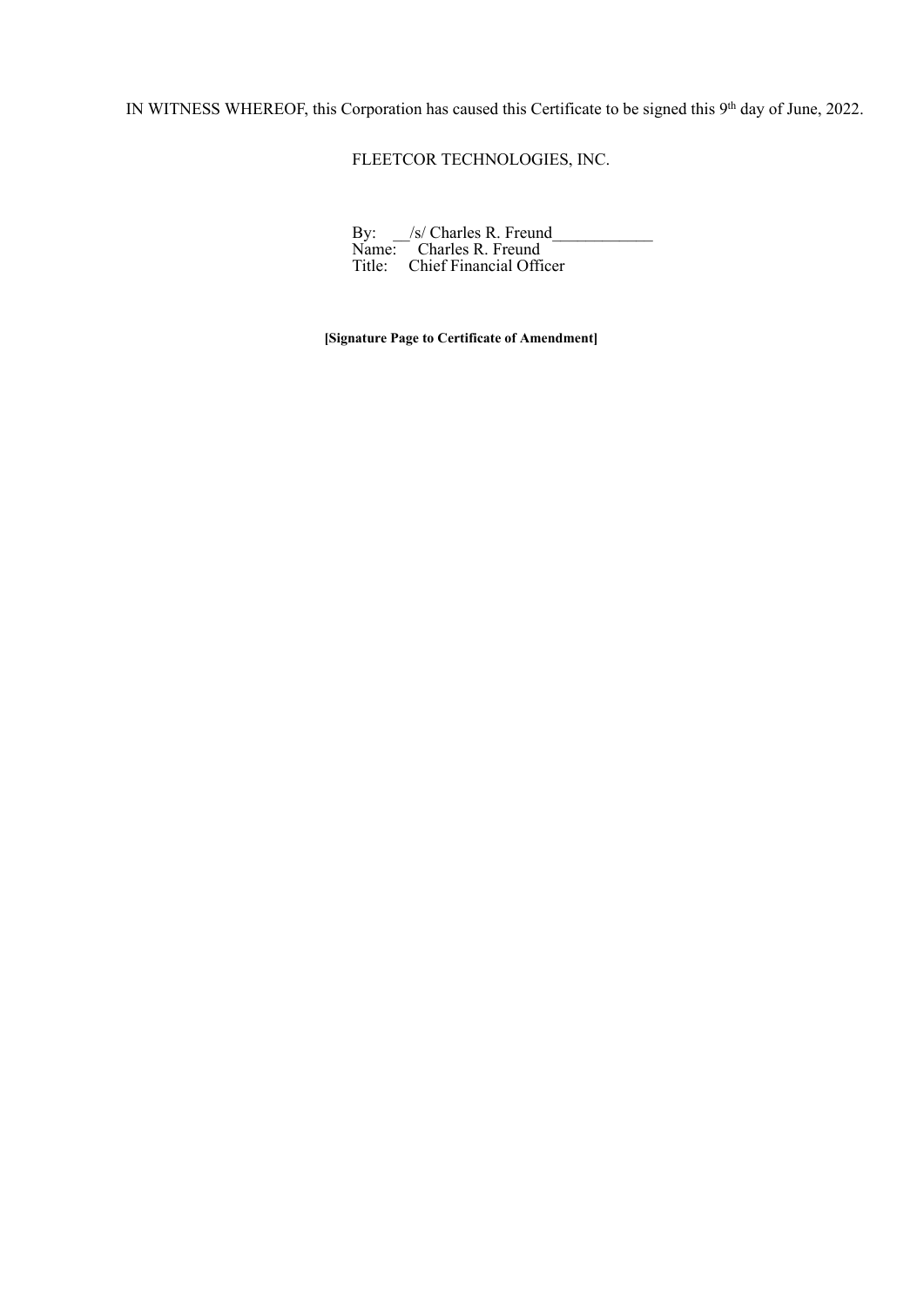IN WITNESS WHEREOF, this Corporation has caused this Certificate to be signed this 9th day of June, 2022.

FLEETCOR TECHNOLOGIES, INC.

By: __/s/ Charles R. Freund____________
Name: Charles R. Freund
Title: Chief Financial Officer

**[Signature Page to Certificate of Amendment]**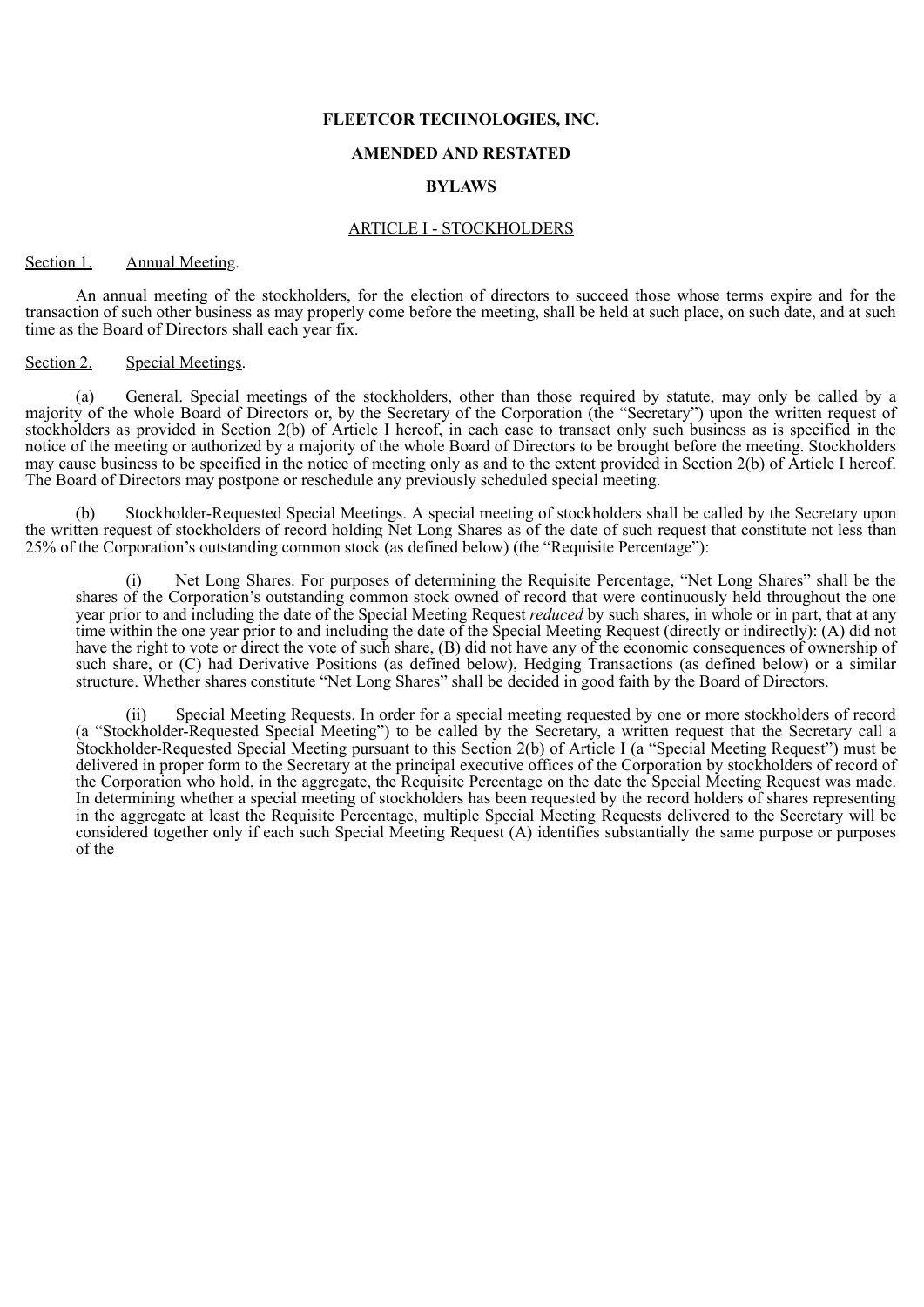**FLEETCOR TECHNOLOGIES, INC.**

**AMENDED AND RESTATED**

**BYLAWS**

ARTICLE I - STOCKHOLDERS

Section 1. Annual Meeting.

An annual meeting of the stockholders, for the election of directors to succeed those whose terms expire and for the transaction of such other business as may properly come before the meeting, shall be held at such place, on such date, and at such time as the Board of Directors shall each year fix.

Section 2. Special Meetings.

(a) General. Special meetings of the stockholders, other than those required by statute, may only be called by a majority of the whole Board of Directors or, by the Secretary of the Corporation (the "Secretary") upon the written request of stockholders as provided in Section 2(b) of Article I hereof, in each case to transact only such business as is specified in the notice of the meeting or authorized by a majority of the whole Board of Directors to be brought before the meeting. Stockholders may cause business to be specified in the notice of meeting only as and to the extent provided in Section 2(b) of Article I hereof. The Board of Directors may postpone or reschedule any previously scheduled special meeting.

(b) Stockholder-Requested Special Meetings. A special meeting of stockholders shall be called by the Secretary upon the written request of stockholders of record holding Net Long Shares as of the date of such request that constitute not less than 25% of the Corporation's outstanding common stock (as defined below) (the "Requisite Percentage"):

(i) Net Long Shares. For purposes of determining the Requisite Percentage, "Net Long Shares" shall be the shares of the Corporation's outstanding common stock owned of record that were continuously held throughout the one year prior to and including the date of the Special Meeting Request *reduced* by such shares, in whole or in part, that at any time within the one year prior to and including the date of the Special Meeting Request (directly or indirectly): (A) did not have the right to vote or direct the vote of such share, (B) did not have any of the economic consequences of ownership of such share, or (C) had Derivative Positions (as defined below), Hedging Transactions (as defined below) or a similar structure. Whether shares constitute "Net Long Shares" shall be decided in good faith by the Board of Directors.

(ii) Special Meeting Requests. In order for a special meeting requested by one or more stockholders of record (a "Stockholder-Requested Special Meeting") to be called by the Secretary, a written request that the Secretary call a Stockholder-Requested Special Meeting pursuant to this Section 2(b) of Article I (a "Special Meeting Request") must be delivered in proper form to the Secretary at the principal executive offices of the Corporation by stockholders of record of the Corporation who hold, in the aggregate, the Requisite Percentage on the date the Special Meeting Request was made. In determining whether a special meeting of stockholders has been requested by the record holders of shares representing in the aggregate at least the Requisite Percentage, multiple Special Meeting Requests delivered to the Secretary will be considered together only if each such Special Meeting Request (A) identifies substantially the same purpose or purposes of the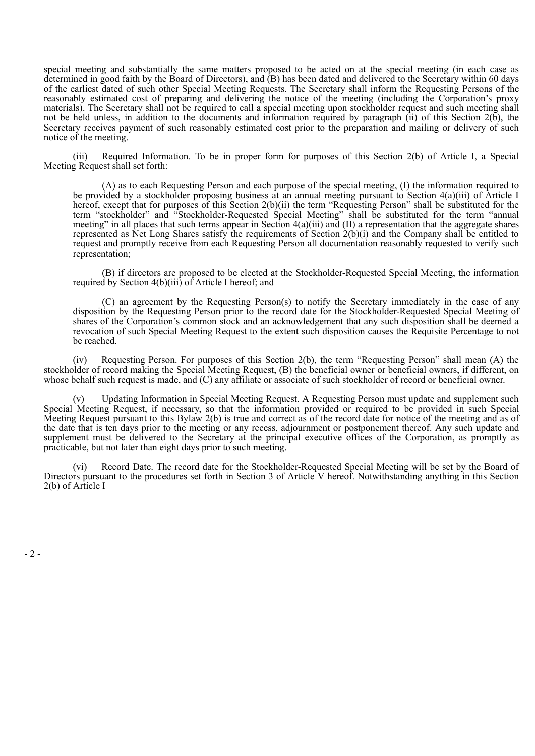special meeting and substantially the same matters proposed to be acted on at the special meeting (in each case as determined in good faith by the Board of Directors), and (B) has been dated and delivered to the Secretary within 60 days of the earliest dated of such other Special Meeting Requests. The Secretary shall inform the Requesting Persons of the reasonably estimated cost of preparing and delivering the notice of the meeting (including the Corporation's proxy materials). The Secretary shall not be required to call a special meeting upon stockholder request and such meeting shall not be held unless, in addition to the documents and information required by paragraph (ii) of this Section 2(b), the Secretary receives payment of such reasonably estimated cost prior to the preparation and mailing or delivery of such notice of the meeting.

(iii) Required Information. To be in proper form for purposes of this Section 2(b) of Article I, a Special Meeting Request shall set forth:

(A) as to each Requesting Person and each purpose of the special meeting, (I) the information required to be provided by a stockholder proposing business at an annual meeting pursuant to Section 4(a)(iii) of Article I hereof, except that for purposes of this Section 2(b)(ii) the term "Requesting Person" shall be substituted for the term "stockholder" and "Stockholder-Requested Special Meeting" shall be substituted for the term "annual meeting" in all places that such terms appear in Section 4(a)(iii) and (II) a representation that the aggregate shares represented as Net Long Shares satisfy the requirements of Section 2(b)(i) and the Company shall be entitled to request and promptly receive from each Requesting Person all documentation reasonably requested to verify such representation;

(B) if directors are proposed to be elected at the Stockholder-Requested Special Meeting, the information required by Section 4(b)(iii) of Article I hereof; and

(C) an agreement by the Requesting Person(s) to notify the Secretary immediately in the case of any disposition by the Requesting Person prior to the record date for the Stockholder-Requested Special Meeting of shares of the Corporation's common stock and an acknowledgement that any such disposition shall be deemed a revocation of such Special Meeting Request to the extent such disposition causes the Requisite Percentage to not be reached.

(iv) Requesting Person. For purposes of this Section 2(b), the term "Requesting Person" shall mean (A) the stockholder of record making the Special Meeting Request, (B) the beneficial owner or beneficial owners, if different, on whose behalf such request is made, and (C) any affiliate or associate of such stockholder of record or beneficial owner.

(v) Updating Information in Special Meeting Request. A Requesting Person must update and supplement such Special Meeting Request, if necessary, so that the information provided or required to be provided in such Special Meeting Request pursuant to this Bylaw 2(b) is true and correct as of the record date for notice of the meeting and as of the date that is ten days prior to the meeting or any recess, adjournment or postponement thereof. Any such update and supplement must be delivered to the Secretary at the principal executive offices of the Corporation, as promptly as practicable, but not later than eight days prior to such meeting.

(vi) Record Date. The record date for the Stockholder-Requested Special Meeting will be set by the Board of Directors pursuant to the procedures set forth in Section 3 of Article V hereof. Notwithstanding anything in this Section 2(b) of Article I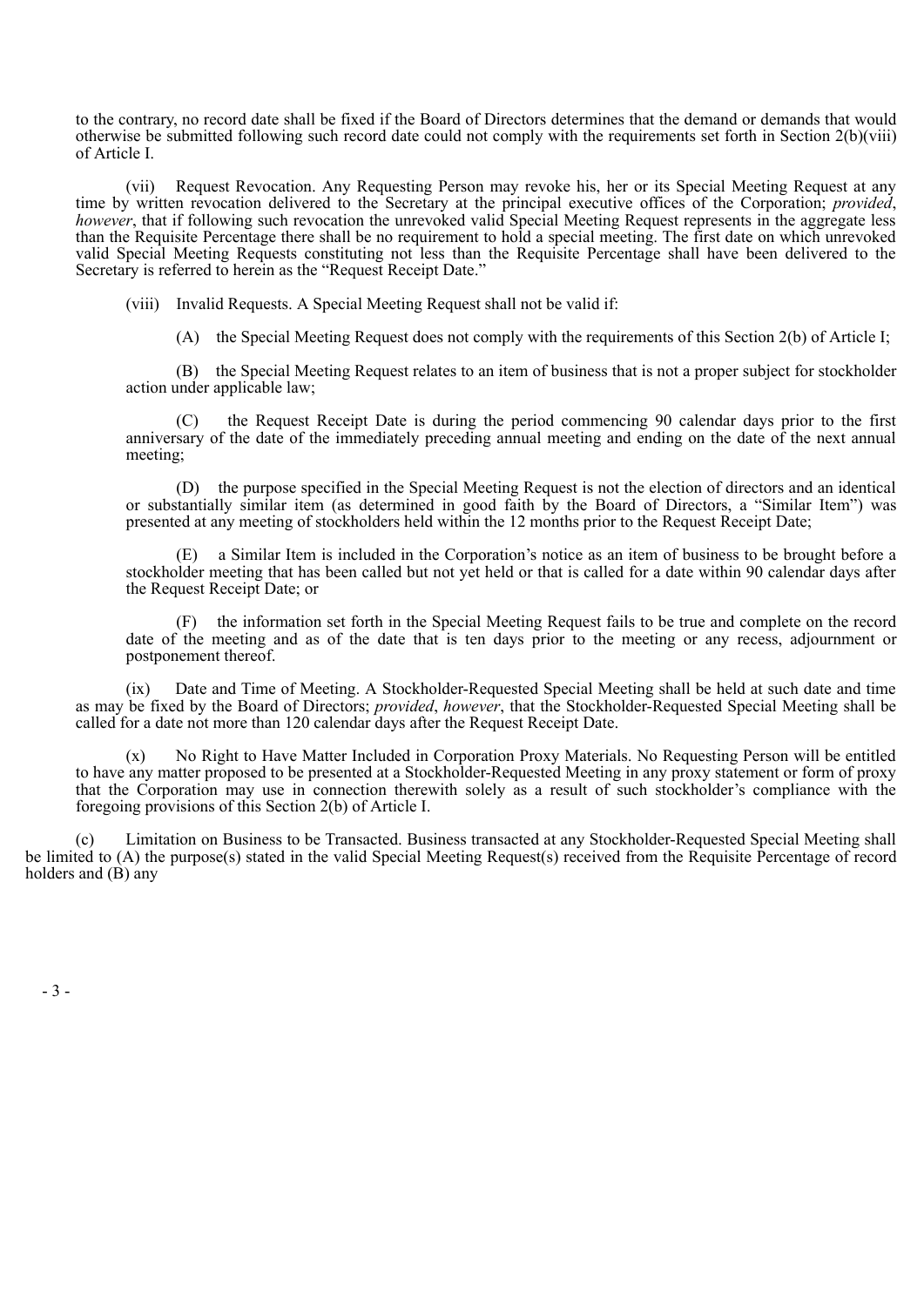to the contrary, no record date shall be fixed if the Board of Directors determines that the demand or demands that would otherwise be submitted following such record date could not comply with the requirements set forth in Section 2(b)(viii) of Article I.

(vii) Request Revocation. Any Requesting Person may revoke his, her or its Special Meeting Request at any time by written revocation delivered to the Secretary at the principal executive offices of the Corporation; *provided*, *however*, that if following such revocation the unrevoked valid Special Meeting Request represents in the aggregate less than the Requisite Percentage there shall be no requirement to hold a special meeting. The first date on which unrevoked valid Special Meeting Requests constituting not less than the Requisite Percentage shall have been delivered to the Secretary is referred to herein as the "Request Receipt Date."

(viii) Invalid Requests. A Special Meeting Request shall not be valid if:

(A) the Special Meeting Request does not comply with the requirements of this Section 2(b) of Article I;

(B) the Special Meeting Request relates to an item of business that is not a proper subject for stockholder action under applicable law;

(C) the Request Receipt Date is during the period commencing 90 calendar days prior to the first anniversary of the date of the immediately preceding annual meeting and ending on the date of the next annual meeting;

(D) the purpose specified in the Special Meeting Request is not the election of directors and an identical or substantially similar item (as determined in good faith by the Board of Directors, a "Similar Item") was presented at any meeting of stockholders held within the 12 months prior to the Request Receipt Date;

(E) a Similar Item is included in the Corporation's notice as an item of business to be brought before a stockholder meeting that has been called but not yet held or that is called for a date within 90 calendar days after the Request Receipt Date; or

(F) the information set forth in the Special Meeting Request fails to be true and complete on the record date of the meeting and as of the date that is ten days prior to the meeting or any recess, adjournment or postponement thereof.

(ix) Date and Time of Meeting. A Stockholder-Requested Special Meeting shall be held at such date and time as may be fixed by the Board of Directors; *provided*, *however*, that the Stockholder-Requested Special Meeting shall be called for a date not more than 120 calendar days after the Request Receipt Date.

(x) No Right to Have Matter Included in Corporation Proxy Materials. No Requesting Person will be entitled to have any matter proposed to be presented at a Stockholder-Requested Meeting in any proxy statement or form of proxy that the Corporation may use in connection therewith solely as a result of such stockholder's compliance with the foregoing provisions of this Section 2(b) of Article I.

(c) Limitation on Business to be Transacted. Business transacted at any Stockholder-Requested Special Meeting shall be limited to (A) the purpose(s) stated in the valid Special Meeting Request(s) received from the Requisite Percentage of record holders and (B) any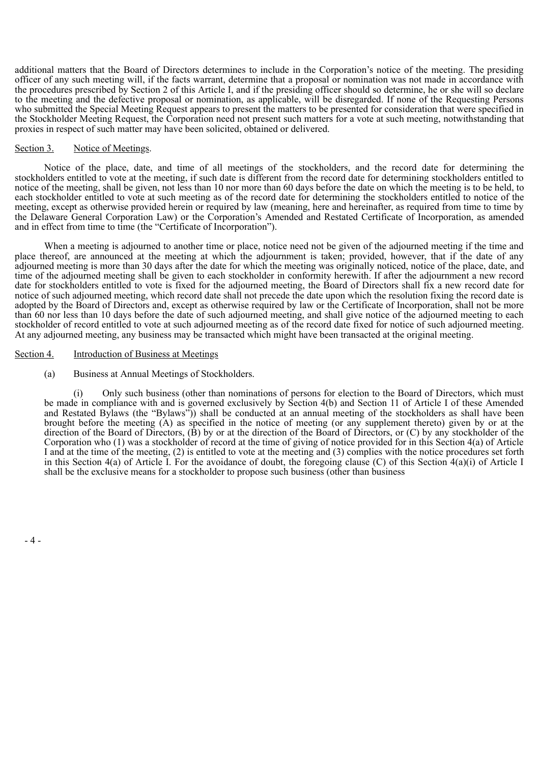additional matters that the Board of Directors determines to include in the Corporation's notice of the meeting. The presiding officer of any such meeting will, if the facts warrant, determine that a proposal or nomination was not made in accordance with the procedures prescribed by Section 2 of this Article I, and if the presiding officer should so determine, he or she will so declare to the meeting and the defective proposal or nomination, as applicable, will be disregarded. If none of the Requesting Persons who submitted the Special Meeting Request appears to present the matters to be presented for consideration that were specified in the Stockholder Meeting Request, the Corporation need not present such matters for a vote at such meeting, notwithstanding that proxies in respect of such matter may have been solicited, obtained or delivered.

Section 3. Notice of Meetings.

Notice of the place, date, and time of all meetings of the stockholders, and the record date for determining the stockholders entitled to vote at the meeting, if such date is different from the record date for determining stockholders entitled to notice of the meeting, shall be given, not less than 10 nor more than 60 days before the date on which the meeting is to be held, to each stockholder entitled to vote at such meeting as of the record date for determining the stockholders entitled to notice of the meeting, except as otherwise provided herein or required by law (meaning, here and hereinafter, as required from time to time by the Delaware General Corporation Law) or the Corporation's Amended and Restated Certificate of Incorporation, as amended and in effect from time to time (the "Certificate of Incorporation").

When a meeting is adjourned to another time or place, notice need not be given of the adjourned meeting if the time and place thereof, are announced at the meeting at which the adjournment is taken; provided, however, that if the date of any adjourned meeting is more than 30 days after the date for which the meeting was originally noticed, notice of the place, date, and time of the adjourned meeting shall be given to each stockholder in conformity herewith. If after the adjournment a new record date for stockholders entitled to vote is fixed for the adjourned meeting, the Board of Directors shall fix a new record date for notice of such adjourned meeting, which record date shall not precede the date upon which the resolution fixing the record date is adopted by the Board of Directors and, except as otherwise required by law or the Certificate of Incorporation, shall not be more than 60 nor less than 10 days before the date of such adjourned meeting, and shall give notice of the adjourned meeting to each stockholder of record entitled to vote at such adjourned meeting as of the record date fixed for notice of such adjourned meeting. At any adjourned meeting, any business may be transacted which might have been transacted at the original meeting.

Section 4. Introduction of Business at Meetings

(a) Business at Annual Meetings of Stockholders.

(i) Only such business (other than nominations of persons for election to the Board of Directors, which must be made in compliance with and is governed exclusively by Section 4(b) and Section 11 of Article I of these Amended and Restated Bylaws (the "Bylaws")) shall be conducted at an annual meeting of the stockholders as shall have been brought before the meeting (A) as specified in the notice of meeting (or any supplement thereto) given by or at the direction of the Board of Directors, (B) by or at the direction of the Board of Directors, or (C) by any stockholder of the Corporation who (1) was a stockholder of record at the time of giving of notice provided for in this Section 4(a) of Article I and at the time of the meeting, (2) is entitled to vote at the meeting and (3) complies with the notice procedures set forth in this Section 4(a) of Article I. For the avoidance of doubt, the foregoing clause (C) of this Section 4(a)(i) of Article I shall be the exclusive means for a stockholder to propose such business (other than business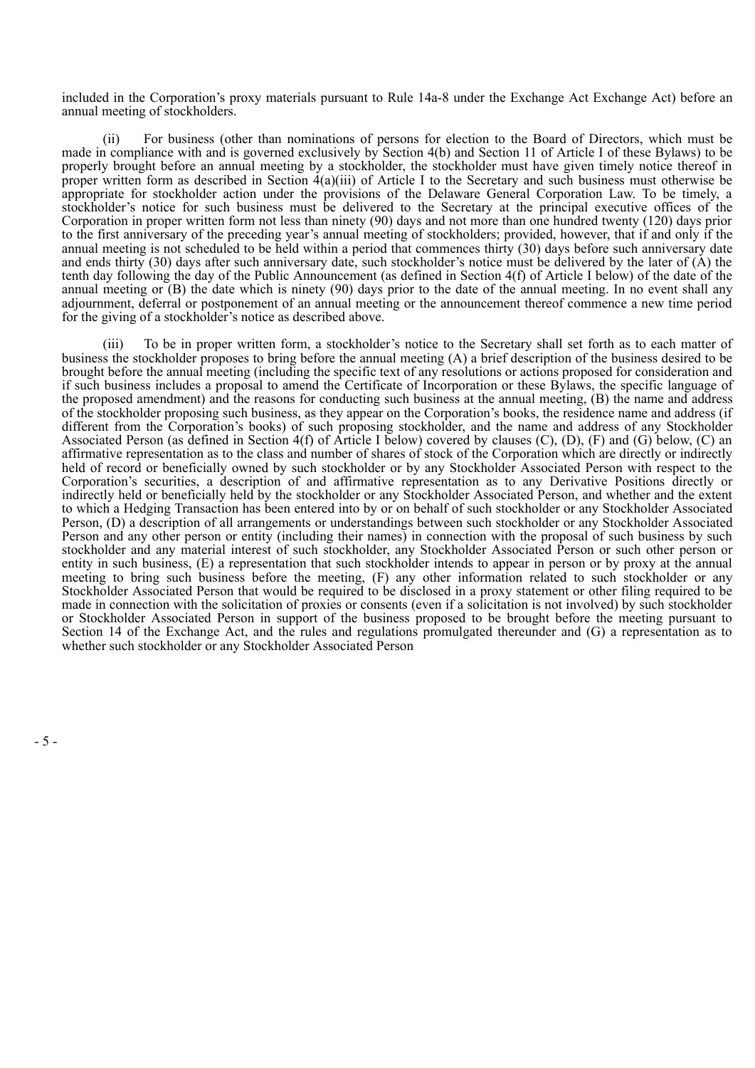included in the Corporation's proxy materials pursuant to Rule 14a-8 under the Exchange Act Exchange Act) before an annual meeting of stockholders.

(ii) For business (other than nominations of persons for election to the Board of Directors, which must be made in compliance with and is governed exclusively by Section 4(b) and Section 11 of Article I of these Bylaws) to be properly brought before an annual meeting by a stockholder, the stockholder must have given timely notice thereof in proper written form as described in Section 4(a)(iii) of Article I to the Secretary and such business must otherwise be appropriate for stockholder action under the provisions of the Delaware General Corporation Law. To be timely, a stockholder's notice for such business must be delivered to the Secretary at the principal executive offices of the Corporation in proper written form not less than ninety (90) days and not more than one hundred twenty (120) days prior to the first anniversary of the preceding year's annual meeting of stockholders; provided, however, that if and only if the annual meeting is not scheduled to be held within a period that commences thirty (30) days before such anniversary date and ends thirty (30) days after such anniversary date, such stockholder's notice must be delivered by the later of (A) the tenth day following the day of the Public Announcement (as defined in Section 4(f) of Article I below) of the date of the annual meeting or (B) the date which is ninety (90) days prior to the date of the annual meeting. In no event shall any adjournment, deferral or postponement of an annual meeting or the announcement thereof commence a new time period for the giving of a stockholder's notice as described above.

(iii) To be in proper written form, a stockholder's notice to the Secretary shall set forth as to each matter of business the stockholder proposes to bring before the annual meeting (A) a brief description of the business desired to be brought before the annual meeting (including the specific text of any resolutions or actions proposed for consideration and if such business includes a proposal to amend the Certificate of Incorporation or these Bylaws, the specific language of the proposed amendment) and the reasons for conducting such business at the annual meeting, (B) the name and address of the stockholder proposing such business, as they appear on the Corporation's books, the residence name and address (if different from the Corporation's books) of such proposing stockholder, and the name and address of any Stockholder Associated Person (as defined in Section 4(f) of Article I below) covered by clauses (C), (D), (F) and (G) below, (C) an affirmative representation as to the class and number of shares of stock of the Corporation which are directly or indirectly held of record or beneficially owned by such stockholder or by any Stockholder Associated Person with respect to the Corporation's securities, a description of and affirmative representation as to any Derivative Positions directly or indirectly held or beneficially held by the stockholder or any Stockholder Associated Person, and whether and the extent to which a Hedging Transaction has been entered into by or on behalf of such stockholder or any Stockholder Associated Person, (D) a description of all arrangements or understandings between such stockholder or any Stockholder Associated Person and any other person or entity (including their names) in connection with the proposal of such business by such stockholder and any material interest of such stockholder, any Stockholder Associated Person or such other person or entity in such business, (E) a representation that such stockholder intends to appear in person or by proxy at the annual meeting to bring such business before the meeting, (F) any other information related to such stockholder or any Stockholder Associated Person that would be required to be disclosed in a proxy statement or other filing required to be made in connection with the solicitation of proxies or consents (even if a solicitation is not involved) by such stockholder or Stockholder Associated Person in support of the business proposed to be brought before the meeting pursuant to Section 14 of the Exchange Act, and the rules and regulations promulgated thereunder and (G) a representation as to whether such stockholder or any Stockholder Associated Person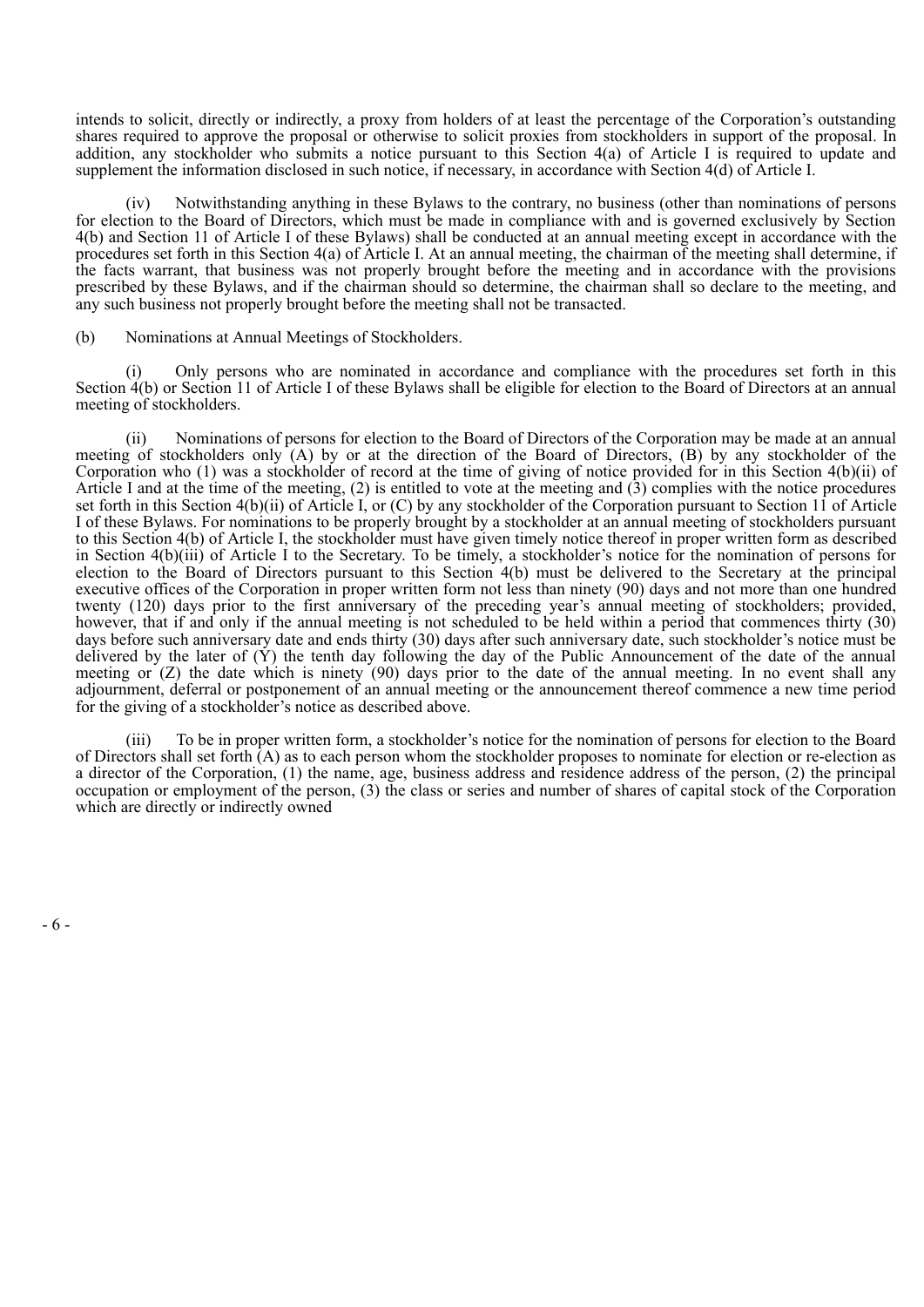intends to solicit, directly or indirectly, a proxy from holders of at least the percentage of the Corporation's outstanding shares required to approve the proposal or otherwise to solicit proxies from stockholders in support of the proposal. In addition, any stockholder who submits a notice pursuant to this Section 4(a) of Article I is required to update and supplement the information disclosed in such notice, if necessary, in accordance with Section 4(d) of Article I.

(iv) Notwithstanding anything in these Bylaws to the contrary, no business (other than nominations of persons for election to the Board of Directors, which must be made in compliance with and is governed exclusively by Section 4(b) and Section 11 of Article I of these Bylaws) shall be conducted at an annual meeting except in accordance with the procedures set forth in this Section 4(a) of Article I. At an annual meeting, the chairman of the meeting shall determine, if the facts warrant, that business was not properly brought before the meeting and in accordance with the provisions prescribed by these Bylaws, and if the chairman should so determine, the chairman shall so declare to the meeting, and any such business not properly brought before the meeting shall not be transacted.

(b) Nominations at Annual Meetings of Stockholders.

(i) Only persons who are nominated in accordance and compliance with the procedures set forth in this Section 4(b) or Section 11 of Article I of these Bylaws shall be eligible for election to the Board of Directors at an annual meeting of stockholders.

(ii) Nominations of persons for election to the Board of Directors of the Corporation may be made at an annual meeting of stockholders only (A) by or at the direction of the Board of Directors, (B) by any stockholder of the Corporation who (1) was a stockholder of record at the time of giving of notice provided for in this Section 4(b)(ii) of Article I and at the time of the meeting, (2) is entitled to vote at the meeting and (3) complies with the notice procedures set forth in this Section 4(b)(ii) of Article I, or (C) by any stockholder of the Corporation pursuant to Section 11 of Article I of these Bylaws. For nominations to be properly brought by a stockholder at an annual meeting of stockholders pursuant to this Section 4(b) of Article I, the stockholder must have given timely notice thereof in proper written form as described in Section 4(b)(iii) of Article I to the Secretary. To be timely, a stockholder's notice for the nomination of persons for election to the Board of Directors pursuant to this Section 4(b) must be delivered to the Secretary at the principal executive offices of the Corporation in proper written form not less than ninety (90) days and not more than one hundred twenty (120) days prior to the first anniversary of the preceding year's annual meeting of stockholders; provided, however, that if and only if the annual meeting is not scheduled to be held within a period that commences thirty (30) days before such anniversary date and ends thirty (30) days after such anniversary date, such stockholder's notice must be delivered by the later of (Y) the tenth day following the day of the Public Announcement of the date of the annual meeting or (Z) the date which is ninety (90) days prior to the date of the annual meeting. In no event shall any adjournment, deferral or postponement of an annual meeting or the announcement thereof commence a new time period for the giving of a stockholder's notice as described above.

(iii) To be in proper written form, a stockholder's notice for the nomination of persons for election to the Board of Directors shall set forth (A) as to each person whom the stockholder proposes to nominate for election or re-election as a director of the Corporation, (1) the name, age, business address and residence address of the person, (2) the principal occupation or employment of the person, (3) the class or series and number of shares of capital stock of the Corporation which are directly or indirectly owned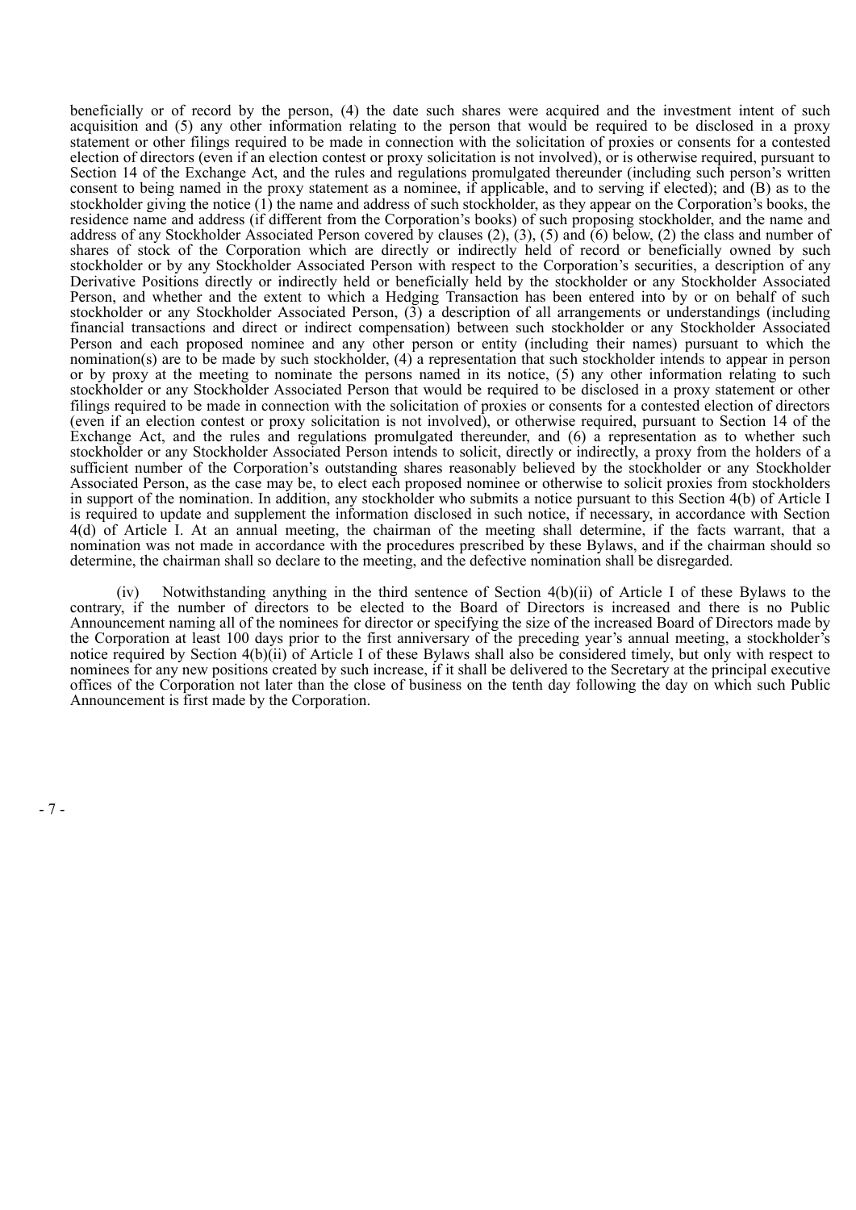beneficially or of record by the person, (4) the date such shares were acquired and the investment intent of such acquisition and (5) any other information relating to the person that would be required to be disclosed in a proxy statement or other filings required to be made in connection with the solicitation of proxies or consents for a contested election of directors (even if an election contest or proxy solicitation is not involved), or is otherwise required, pursuant to Section 14 of the Exchange Act, and the rules and regulations promulgated thereunder (including such person's written consent to being named in the proxy statement as a nominee, if applicable, and to serving if elected); and (B) as to the stockholder giving the notice (1) the name and address of such stockholder, as they appear on the Corporation's books, the residence name and address (if different from the Corporation's books) of such proposing stockholder, and the name and address of any Stockholder Associated Person covered by clauses (2), (3), (5) and (6) below, (2) the class and number of shares of stock of the Corporation which are directly or indirectly held of record or beneficially owned by such stockholder or by any Stockholder Associated Person with respect to the Corporation's securities, a description of any Derivative Positions directly or indirectly held or beneficially held by the stockholder or any Stockholder Associated Person, and whether and the extent to which a Hedging Transaction has been entered into by or on behalf of such stockholder or any Stockholder Associated Person, (3) a description of all arrangements or understandings (including financial transactions and direct or indirect compensation) between such stockholder or any Stockholder Associated Person and each proposed nominee and any other person or entity (including their names) pursuant to which the nomination(s) are to be made by such stockholder, (4) a representation that such stockholder intends to appear in person or by proxy at the meeting to nominate the persons named in its notice, (5) any other information relating to such stockholder or any Stockholder Associated Person that would be required to be disclosed in a proxy statement or other filings required to be made in connection with the solicitation of proxies or consents for a contested election of directors (even if an election contest or proxy solicitation is not involved), or otherwise required, pursuant to Section 14 of the Exchange Act, and the rules and regulations promulgated thereunder, and (6) a representation as to whether such stockholder or any Stockholder Associated Person intends to solicit, directly or indirectly, a proxy from the holders of a sufficient number of the Corporation's outstanding shares reasonably believed by the stockholder or any Stockholder Associated Person, as the case may be, to elect each proposed nominee or otherwise to solicit proxies from stockholders in support of the nomination. In addition, any stockholder who submits a notice pursuant to this Section 4(b) of Article I is required to update and supplement the information disclosed in such notice, if necessary, in accordance with Section 4(d) of Article I. At an annual meeting, the chairman of the meeting shall determine, if the facts warrant, that a nomination was not made in accordance with the procedures prescribed by these Bylaws, and if the chairman should so determine, the chairman shall so declare to the meeting, and the defective nomination shall be disregarded.

(iv) Notwithstanding anything in the third sentence of Section 4(b)(ii) of Article I of these Bylaws to the contrary, if the number of directors to be elected to the Board of Directors is increased and there is no Public Announcement naming all of the nominees for director or specifying the size of the increased Board of Directors made by the Corporation at least 100 days prior to the first anniversary of the preceding year's annual meeting, a stockholder's notice required by Section 4(b)(ii) of Article I of these Bylaws shall also be considered timely, but only with respect to nominees for any new positions created by such increase, if it shall be delivered to the Secretary at the principal executive offices of the Corporation not later than the close of business on the tenth day following the day on which such Public Announcement is first made by the Corporation.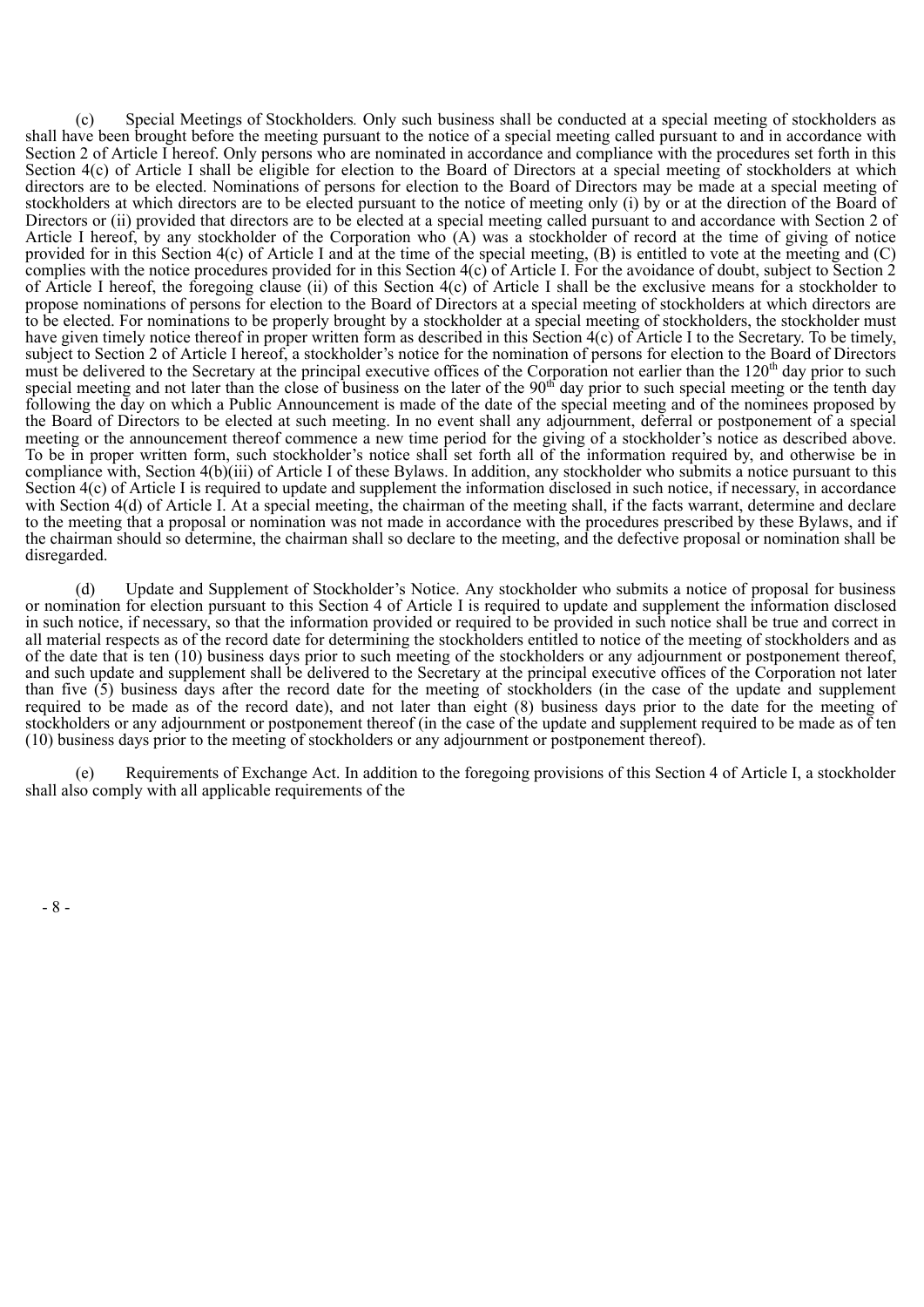(c) Special Meetings of Stockholders*.* Only such business shall be conducted at a special meeting of stockholders as shall have been brought before the meeting pursuant to the notice of a special meeting called pursuant to and in accordance with Section 2 of Article I hereof. Only persons who are nominated in accordance and compliance with the procedures set forth in this Section 4(c) of Article I shall be eligible for election to the Board of Directors at a special meeting of stockholders at which directors are to be elected. Nominations of persons for election to the Board of Directors may be made at a special meeting of stockholders at which directors are to be elected pursuant to the notice of meeting only (i) by or at the direction of the Board of Directors or (ii) provided that directors are to be elected at a special meeting called pursuant to and accordance with Section 2 of Article I hereof, by any stockholder of the Corporation who (A) was a stockholder of record at the time of giving of notice provided for in this Section 4(c) of Article I and at the time of the special meeting, (B) is entitled to vote at the meeting and (C) complies with the notice procedures provided for in this Section 4(c) of Article I. For the avoidance of doubt, subject to Section 2 of Article I hereof, the foregoing clause (ii) of this Section 4(c) of Article I shall be the exclusive means for a stockholder to propose nominations of persons for election to the Board of Directors at a special meeting of stockholders at which directors are to be elected. For nominations to be properly brought by a stockholder at a special meeting of stockholders, the stockholder must have given timely notice thereof in proper written form as described in this Section 4(c) of Article I to the Secretary. To be timely, subject to Section 2 of Article I hereof, a stockholder's notice for the nomination of persons for election to the Board of Directors must be delivered to the Secretary at the principal executive offices of the Corporation not earlier than the 120th day prior to such special meeting and not later than the close of business on the later of the 90th day prior to such special meeting or the tenth day following the day on which a Public Announcement is made of the date of the special meeting and of the nominees proposed by the Board of Directors to be elected at such meeting. In no event shall any adjournment, deferral or postponement of a special meeting or the announcement thereof commence a new time period for the giving of a stockholder's notice as described above. To be in proper written form, such stockholder's notice shall set forth all of the information required by, and otherwise be in compliance with, Section 4(b)(iii) of Article I of these Bylaws. In addition, any stockholder who submits a notice pursuant to this Section 4(c) of Article I is required to update and supplement the information disclosed in such notice, if necessary, in accordance with Section 4(d) of Article I. At a special meeting, the chairman of the meeting shall, if the facts warrant, determine and declare to the meeting that a proposal or nomination was not made in accordance with the procedures prescribed by these Bylaws, and if the chairman should so determine, the chairman shall so declare to the meeting, and the defective proposal or nomination shall be disregarded.

(d) Update and Supplement of Stockholder's Notice. Any stockholder who submits a notice of proposal for business or nomination for election pursuant to this Section 4 of Article I is required to update and supplement the information disclosed in such notice, if necessary, so that the information provided or required to be provided in such notice shall be true and correct in all material respects as of the record date for determining the stockholders entitled to notice of the meeting of stockholders and as of the date that is ten (10) business days prior to such meeting of the stockholders or any adjournment or postponement thereof, and such update and supplement shall be delivered to the Secretary at the principal executive offices of the Corporation not later than five (5) business days after the record date for the meeting of stockholders (in the case of the update and supplement required to be made as of the record date), and not later than eight (8) business days prior to the date for the meeting of stockholders or any adjournment or postponement thereof (in the case of the update and supplement required to be made as of ten (10) business days prior to the meeting of stockholders or any adjournment or postponement thereof).

(e) Requirements of Exchange Act. In addition to the foregoing provisions of this Section 4 of Article I, a stockholder shall also comply with all applicable requirements of the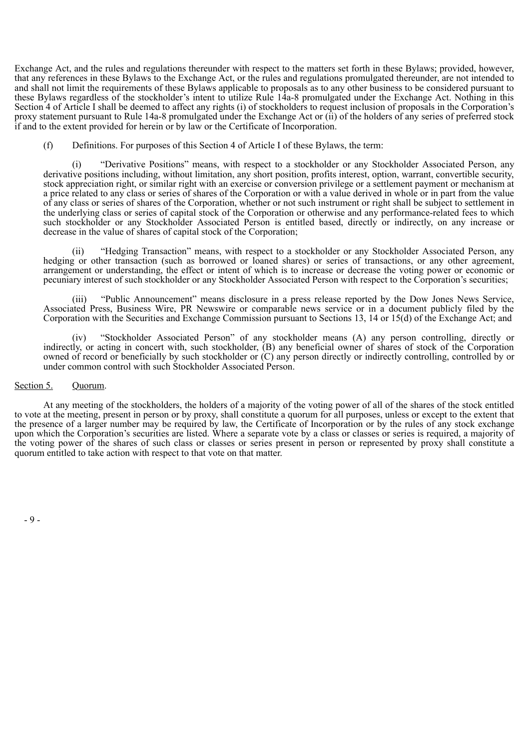Exchange Act, and the rules and regulations thereunder with respect to the matters set forth in these Bylaws; provided, however, that any references in these Bylaws to the Exchange Act, or the rules and regulations promulgated thereunder, are not intended to and shall not limit the requirements of these Bylaws applicable to proposals as to any other business to be considered pursuant to these Bylaws regardless of the stockholder's intent to utilize Rule 14a-8 promulgated under the Exchange Act. Nothing in this Section 4 of Article I shall be deemed to affect any rights (i) of stockholders to request inclusion of proposals in the Corporation's proxy statement pursuant to Rule 14a-8 promulgated under the Exchange Act or (ii) of the holders of any series of preferred stock if and to the extent provided for herein or by law or the Certificate of Incorporation.

(f) Definitions. For purposes of this Section 4 of Article I of these Bylaws, the term:

(i) "Derivative Positions" means, with respect to a stockholder or any Stockholder Associated Person, any derivative positions including, without limitation, any short position, profits interest, option, warrant, convertible security, stock appreciation right, or similar right with an exercise or conversion privilege or a settlement payment or mechanism at a price related to any class or series of shares of the Corporation or with a value derived in whole or in part from the value of any class or series of shares of the Corporation, whether or not such instrument or right shall be subject to settlement in the underlying class or series of capital stock of the Corporation or otherwise and any performance-related fees to which such stockholder or any Stockholder Associated Person is entitled based, directly or indirectly, on any increase or decrease in the value of shares of capital stock of the Corporation;

(ii) "Hedging Transaction" means, with respect to a stockholder or any Stockholder Associated Person, any hedging or other transaction (such as borrowed or loaned shares) or series of transactions, or any other agreement, arrangement or understanding, the effect or intent of which is to increase or decrease the voting power or economic or pecuniary interest of such stockholder or any Stockholder Associated Person with respect to the Corporation's securities;

(iii) "Public Announcement" means disclosure in a press release reported by the Dow Jones News Service, Associated Press, Business Wire, PR Newswire or comparable news service or in a document publicly filed by the Corporation with the Securities and Exchange Commission pursuant to Sections 13, 14 or 15(d) of the Exchange Act; and

(iv) "Stockholder Associated Person" of any stockholder means (A) any person controlling, directly or indirectly, or acting in concert with, such stockholder, (B) any beneficial owner of shares of stock of the Corporation owned of record or beneficially by such stockholder or (C) any person directly or indirectly controlling, controlled by or under common control with such Stockholder Associated Person.

Section 5. Quorum.

At any meeting of the stockholders, the holders of a majority of the voting power of all of the shares of the stock entitled to vote at the meeting, present in person or by proxy, shall constitute a quorum for all purposes, unless or except to the extent that the presence of a larger number may be required by law, the Certificate of Incorporation or by the rules of any stock exchange upon which the Corporation's securities are listed. Where a separate vote by a class or classes or series is required, a majority of the voting power of the shares of such class or classes or series present in person or represented by proxy shall constitute a quorum entitled to take action with respect to that vote on that matter.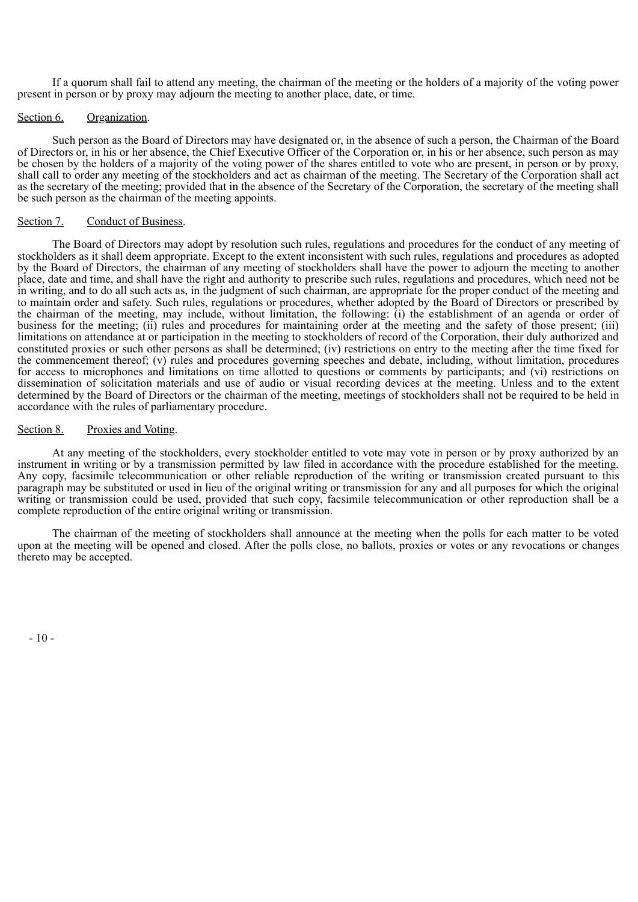If a quorum shall fail to attend any meeting, the chairman of the meeting or the holders of a majority of the voting power present in person or by proxy may adjourn the meeting to another place, date, or time.

Section 6. Organization.

Such person as the Board of Directors may have designated or, in the absence of such a person, the Chairman of the Board of Directors or, in his or her absence, the Chief Executive Officer of the Corporation or, in his or her absence, such person as may be chosen by the holders of a majority of the voting power of the shares entitled to vote who are present, in person or by proxy, shall call to order any meeting of the stockholders and act as chairman of the meeting. The Secretary of the Corporation shall act as the secretary of the meeting; provided that in the absence of the Secretary of the Corporation, the secretary of the meeting shall be such person as the chairman of the meeting appoints.

Section 7. Conduct of Business.

The Board of Directors may adopt by resolution such rules, regulations and procedures for the conduct of any meeting of stockholders as it shall deem appropriate. Except to the extent inconsistent with such rules, regulations and procedures as adopted by the Board of Directors, the chairman of any meeting of stockholders shall have the power to adjourn the meeting to another place, date and time, and shall have the right and authority to prescribe such rules, regulations and procedures, which need not be in writing, and to do all such acts as, in the judgment of such chairman, are appropriate for the proper conduct of the meeting and to maintain order and safety. Such rules, regulations or procedures, whether adopted by the Board of Directors or prescribed by the chairman of the meeting, may include, without limitation, the following: (i) the establishment of an agenda or order of business for the meeting; (ii) rules and procedures for maintaining order at the meeting and the safety of those present; (iii) limitations on attendance at or participation in the meeting to stockholders of record of the Corporation, their duly authorized and constituted proxies or such other persons as shall be determined; (iv) restrictions on entry to the meeting after the time fixed for the commencement thereof; (v) rules and procedures governing speeches and debate, including, without limitation, procedures for access to microphones and limitations on time allotted to questions or comments by participants; and (vi) restrictions on dissemination of solicitation materials and use of audio or visual recording devices at the meeting. Unless and to the extent determined by the Board of Directors or the chairman of the meeting, meetings of stockholders shall not be required to be held in accordance with the rules of parliamentary procedure.

Section 8. Proxies and Voting.

At any meeting of the stockholders, every stockholder entitled to vote may vote in person or by proxy authorized by an instrument in writing or by a transmission permitted by law filed in accordance with the procedure established for the meeting. Any copy, facsimile telecommunication or other reliable reproduction of the writing or transmission created pursuant to this paragraph may be substituted or used in lieu of the original writing or transmission for any and all purposes for which the original writing or transmission could be used, provided that such copy, facsimile telecommunication or other reproduction shall be a complete reproduction of the entire original writing or transmission.

The chairman of the meeting of stockholders shall announce at the meeting when the polls for each matter to be voted upon at the meeting will be opened and closed. After the polls close, no ballots, proxies or votes or any revocations or changes thereto may be accepted.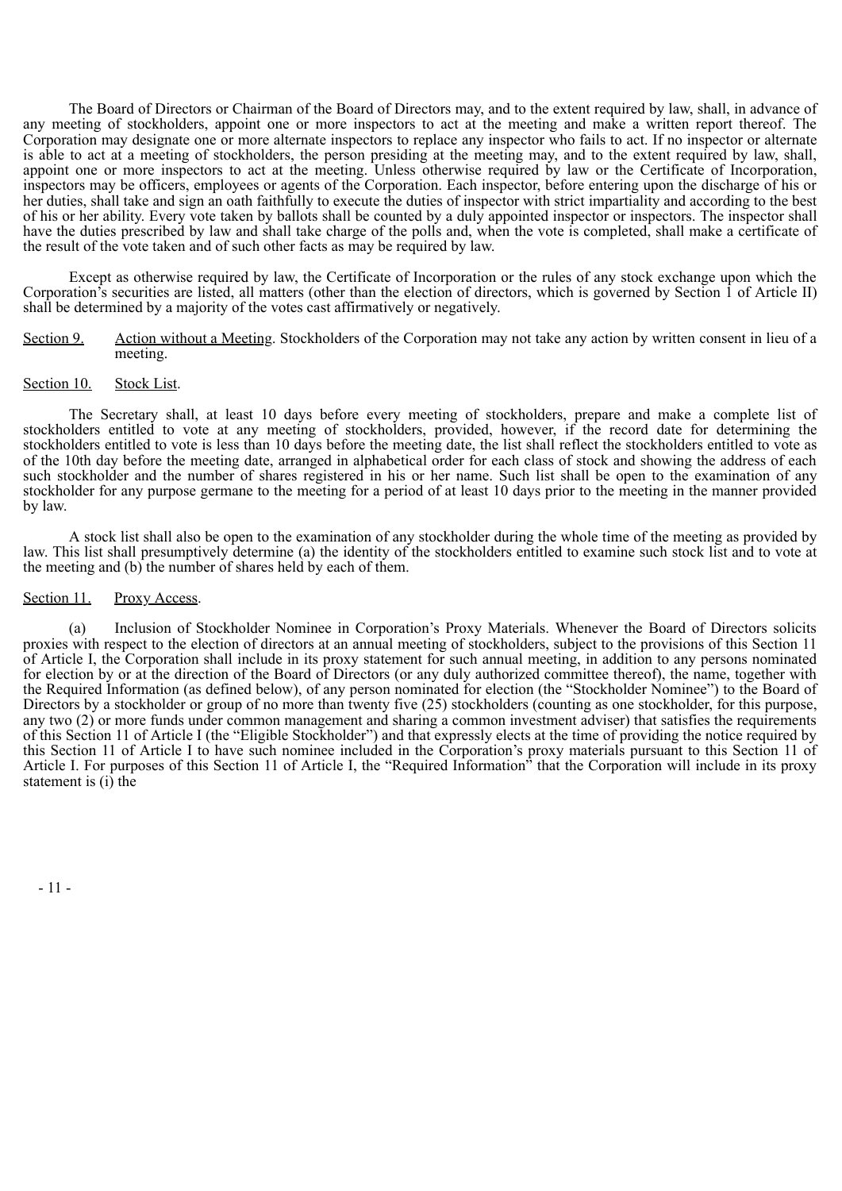The Board of Directors or Chairman of the Board of Directors may, and to the extent required by law, shall, in advance of any meeting of stockholders, appoint one or more inspectors to act at the meeting and make a written report thereof. The Corporation may designate one or more alternate inspectors to replace any inspector who fails to act. If no inspector or alternate is able to act at a meeting of stockholders, the person presiding at the meeting may, and to the extent required by law, shall, appoint one or more inspectors to act at the meeting. Unless otherwise required by law or the Certificate of Incorporation, inspectors may be officers, employees or agents of the Corporation. Each inspector, before entering upon the discharge of his or her duties, shall take and sign an oath faithfully to execute the duties of inspector with strict impartiality and according to the best of his or her ability. Every vote taken by ballots shall be counted by a duly appointed inspector or inspectors. The inspector shall have the duties prescribed by law and shall take charge of the polls and, when the vote is completed, shall make a certificate of the result of the vote taken and of such other facts as may be required by law.

Except as otherwise required by law, the Certificate of Incorporation or the rules of any stock exchange upon which the Corporation's securities are listed, all matters (other than the election of directors, which is governed by Section 1 of Article II) shall be determined by a majority of the votes cast affirmatively or negatively.

Section 9. Action without a Meeting. Stockholders of the Corporation may not take any action by written consent in lieu of a meeting.

Section 10. Stock List.

The Secretary shall, at least 10 days before every meeting of stockholders, prepare and make a complete list of stockholders entitled to vote at any meeting of stockholders, provided, however, if the record date for determining the stockholders entitled to vote is less than 10 days before the meeting date, the list shall reflect the stockholders entitled to vote as of the 10th day before the meeting date, arranged in alphabetical order for each class of stock and showing the address of each such stockholder and the number of shares registered in his or her name. Such list shall be open to the examination of any stockholder for any purpose germane to the meeting for a period of at least 10 days prior to the meeting in the manner provided by law.

A stock list shall also be open to the examination of any stockholder during the whole time of the meeting as provided by law. This list shall presumptively determine (a) the identity of the stockholders entitled to examine such stock list and to vote at the meeting and (b) the number of shares held by each of them.

Section 11. Proxy Access.

(a) Inclusion of Stockholder Nominee in Corporation's Proxy Materials. Whenever the Board of Directors solicits proxies with respect to the election of directors at an annual meeting of stockholders, subject to the provisions of this Section 11 of Article I, the Corporation shall include in its proxy statement for such annual meeting, in addition to any persons nominated for election by or at the direction of the Board of Directors (or any duly authorized committee thereof), the name, together with the Required Information (as defined below), of any person nominated for election (the "Stockholder Nominee") to the Board of Directors by a stockholder or group of no more than twenty five (25) stockholders (counting as one stockholder, for this purpose, any two (2) or more funds under common management and sharing a common investment adviser) that satisfies the requirements of this Section 11 of Article I (the "Eligible Stockholder") and that expressly elects at the time of providing the notice required by this Section 11 of Article I to have such nominee included in the Corporation's proxy materials pursuant to this Section 11 of Article I. For purposes of this Section 11 of Article I, the "Required Information" that the Corporation will include in its proxy statement is (i) the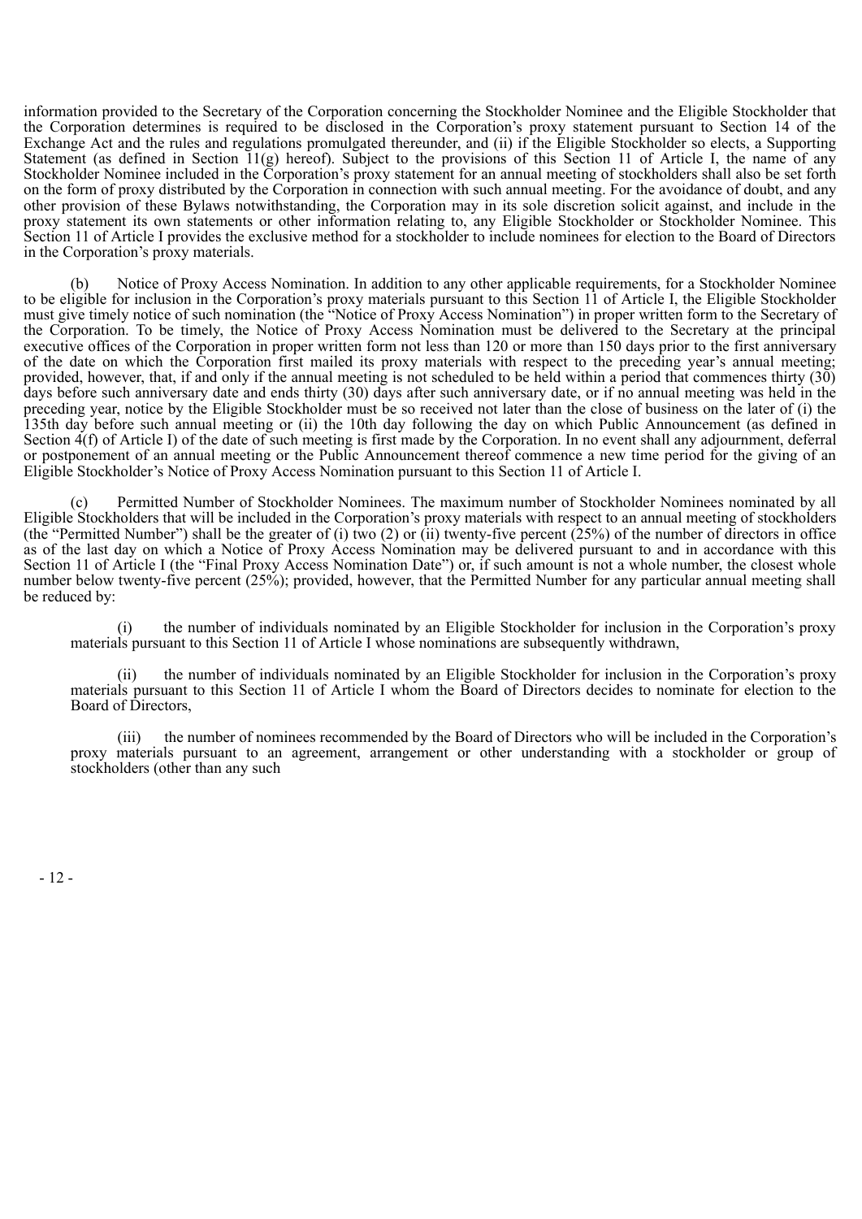information provided to the Secretary of the Corporation concerning the Stockholder Nominee and the Eligible Stockholder that the Corporation determines is required to be disclosed in the Corporation's proxy statement pursuant to Section 14 of the Exchange Act and the rules and regulations promulgated thereunder, and (ii) if the Eligible Stockholder so elects, a Supporting Statement (as defined in Section 11(g) hereof). Subject to the provisions of this Section 11 of Article I, the name of any Stockholder Nominee included in the Corporation's proxy statement for an annual meeting of stockholders shall also be set forth on the form of proxy distributed by the Corporation in connection with such annual meeting. For the avoidance of doubt, and any other provision of these Bylaws notwithstanding, the Corporation may in its sole discretion solicit against, and include in the proxy statement its own statements or other information relating to, any Eligible Stockholder or Stockholder Nominee. This Section 11 of Article I provides the exclusive method for a stockholder to include nominees for election to the Board of Directors in the Corporation's proxy materials.

(b) Notice of Proxy Access Nomination. In addition to any other applicable requirements, for a Stockholder Nominee to be eligible for inclusion in the Corporation's proxy materials pursuant to this Section 11 of Article I, the Eligible Stockholder must give timely notice of such nomination (the "Notice of Proxy Access Nomination") in proper written form to the Secretary of the Corporation. To be timely, the Notice of Proxy Access Nomination must be delivered to the Secretary at the principal executive offices of the Corporation in proper written form not less than 120 or more than 150 days prior to the first anniversary of the date on which the Corporation first mailed its proxy materials with respect to the preceding year's annual meeting; provided, however, that, if and only if the annual meeting is not scheduled to be held within a period that commences thirty (30) days before such anniversary date and ends thirty (30) days after such anniversary date, or if no annual meeting was held in the preceding year, notice by the Eligible Stockholder must be so received not later than the close of business on the later of (i) the 135th day before such annual meeting or (ii) the 10th day following the day on which Public Announcement (as defined in Section 4(f) of Article I) of the date of such meeting is first made by the Corporation. In no event shall any adjournment, deferral or postponement of an annual meeting or the Public Announcement thereof commence a new time period for the giving of an Eligible Stockholder's Notice of Proxy Access Nomination pursuant to this Section 11 of Article I.

(c) Permitted Number of Stockholder Nominees. The maximum number of Stockholder Nominees nominated by all Eligible Stockholders that will be included in the Corporation's proxy materials with respect to an annual meeting of stockholders (the "Permitted Number") shall be the greater of (i) two (2) or (ii) twenty-five percent (25%) of the number of directors in office as of the last day on which a Notice of Proxy Access Nomination may be delivered pursuant to and in accordance with this Section 11 of Article I (the "Final Proxy Access Nomination Date") or, if such amount is not a whole number, the closest whole number below twenty-five percent (25%); provided, however, that the Permitted Number for any particular annual meeting shall be reduced by:

(i) the number of individuals nominated by an Eligible Stockholder for inclusion in the Corporation's proxy materials pursuant to this Section 11 of Article I whose nominations are subsequently withdrawn,

(ii) the number of individuals nominated by an Eligible Stockholder for inclusion in the Corporation's proxy materials pursuant to this Section 11 of Article I whom the Board of Directors decides to nominate for election to the Board of Directors,

(iii) the number of nominees recommended by the Board of Directors who will be included in the Corporation's proxy materials pursuant to an agreement, arrangement or other understanding with a stockholder or group of stockholders (other than any such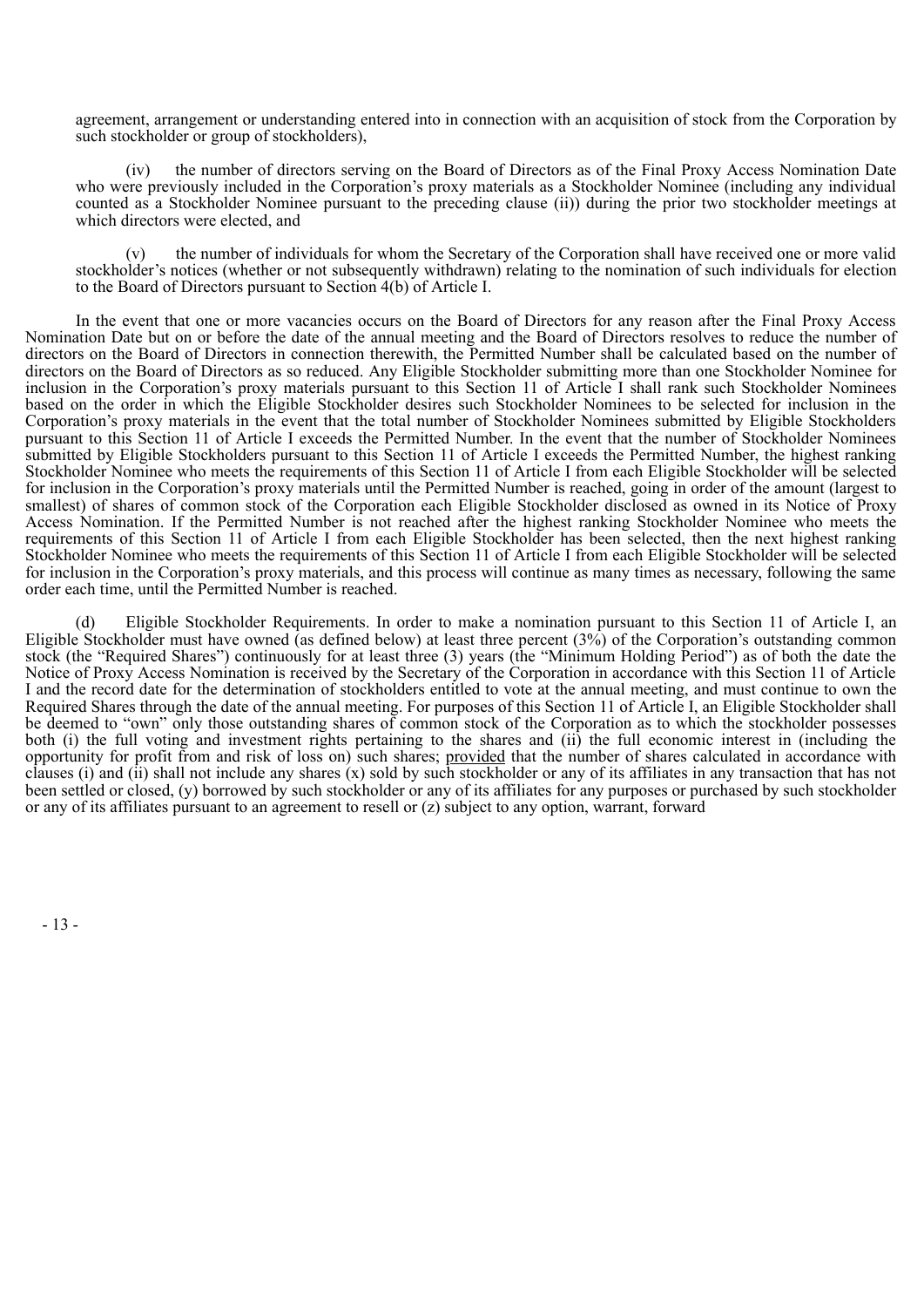agreement, arrangement or understanding entered into in connection with an acquisition of stock from the Corporation by such stockholder or group of stockholders),

(iv) the number of directors serving on the Board of Directors as of the Final Proxy Access Nomination Date who were previously included in the Corporation's proxy materials as a Stockholder Nominee (including any individual counted as a Stockholder Nominee pursuant to the preceding clause (ii)) during the prior two stockholder meetings at which directors were elected, and

(v) the number of individuals for whom the Secretary of the Corporation shall have received one or more valid stockholder's notices (whether or not subsequently withdrawn) relating to the nomination of such individuals for election to the Board of Directors pursuant to Section 4(b) of Article I.

In the event that one or more vacancies occurs on the Board of Directors for any reason after the Final Proxy Access Nomination Date but on or before the date of the annual meeting and the Board of Directors resolves to reduce the number of directors on the Board of Directors in connection therewith, the Permitted Number shall be calculated based on the number of directors on the Board of Directors as so reduced. Any Eligible Stockholder submitting more than one Stockholder Nominee for inclusion in the Corporation's proxy materials pursuant to this Section 11 of Article I shall rank such Stockholder Nominees based on the order in which the Eligible Stockholder desires such Stockholder Nominees to be selected for inclusion in the Corporation's proxy materials in the event that the total number of Stockholder Nominees submitted by Eligible Stockholders pursuant to this Section 11 of Article I exceeds the Permitted Number. In the event that the number of Stockholder Nominees submitted by Eligible Stockholders pursuant to this Section 11 of Article I exceeds the Permitted Number, the highest ranking Stockholder Nominee who meets the requirements of this Section 11 of Article I from each Eligible Stockholder will be selected for inclusion in the Corporation's proxy materials until the Permitted Number is reached, going in order of the amount (largest to smallest) of shares of common stock of the Corporation each Eligible Stockholder disclosed as owned in its Notice of Proxy Access Nomination. If the Permitted Number is not reached after the highest ranking Stockholder Nominee who meets the requirements of this Section 11 of Article I from each Eligible Stockholder has been selected, then the next highest ranking Stockholder Nominee who meets the requirements of this Section 11 of Article I from each Eligible Stockholder will be selected for inclusion in the Corporation's proxy materials, and this process will continue as many times as necessary, following the same order each time, until the Permitted Number is reached.

(d) Eligible Stockholder Requirements. In order to make a nomination pursuant to this Section 11 of Article I, an Eligible Stockholder must have owned (as defined below) at least three percent (3%) of the Corporation's outstanding common stock (the "Required Shares") continuously for at least three (3) years (the "Minimum Holding Period") as of both the date the Notice of Proxy Access Nomination is received by the Secretary of the Corporation in accordance with this Section 11 of Article I and the record date for the determination of stockholders entitled to vote at the annual meeting, and must continue to own the Required Shares through the date of the annual meeting. For purposes of this Section 11 of Article I, an Eligible Stockholder shall be deemed to "own" only those outstanding shares of common stock of the Corporation as to which the stockholder possesses both (i) the full voting and investment rights pertaining to the shares and (ii) the full economic interest in (including the opportunity for profit from and risk of loss on) such shares; provided that the number of shares calculated in accordance with clauses (i) and (ii) shall not include any shares (x) sold by such stockholder or any of its affiliates in any transaction that has not been settled or closed, (y) borrowed by such stockholder or any of its affiliates for any purposes or purchased by such stockholder or any of its affiliates pursuant to an agreement to resell or (z) subject to any option, warrant, forward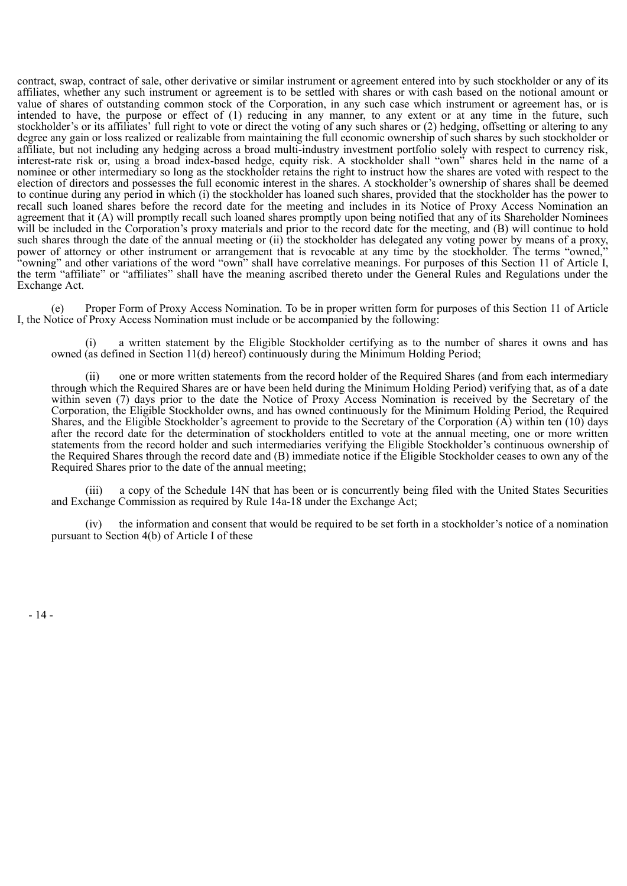contract, swap, contract of sale, other derivative or similar instrument or agreement entered into by such stockholder or any of its affiliates, whether any such instrument or agreement is to be settled with shares or with cash based on the notional amount or value of shares of outstanding common stock of the Corporation, in any such case which instrument or agreement has, or is intended to have, the purpose or effect of (1) reducing in any manner, to any extent or at any time in the future, such stockholder's or its affiliates' full right to vote or direct the voting of any such shares or (2) hedging, offsetting or altering to any degree any gain or loss realized or realizable from maintaining the full economic ownership of such shares by such stockholder or affiliate, but not including any hedging across a broad multi-industry investment portfolio solely with respect to currency risk, interest-rate risk or, using a broad index-based hedge, equity risk. A stockholder shall "own" shares held in the name of a nominee or other intermediary so long as the stockholder retains the right to instruct how the shares are voted with respect to the election of directors and possesses the full economic interest in the shares. A stockholder's ownership of shares shall be deemed to continue during any period in which (i) the stockholder has loaned such shares, provided that the stockholder has the power to recall such loaned shares before the record date for the meeting and includes in its Notice of Proxy Access Nomination an agreement that it (A) will promptly recall such loaned shares promptly upon being notified that any of its Shareholder Nominees will be included in the Corporation's proxy materials and prior to the record date for the meeting, and (B) will continue to hold such shares through the date of the annual meeting or (ii) the stockholder has delegated any voting power by means of a proxy, power of attorney or other instrument or arrangement that is revocable at any time by the stockholder. The terms "owned," "owning" and other variations of the word "own" shall have correlative meanings. For purposes of this Section 11 of Article I, the term "affiliate" or "affiliates" shall have the meaning ascribed thereto under the General Rules and Regulations under the Exchange Act.

(e) Proper Form of Proxy Access Nomination. To be in proper written form for purposes of this Section 11 of Article I, the Notice of Proxy Access Nomination must include or be accompanied by the following:

(i) a written statement by the Eligible Stockholder certifying as to the number of shares it owns and has owned (as defined in Section 11(d) hereof) continuously during the Minimum Holding Period;

(ii) one or more written statements from the record holder of the Required Shares (and from each intermediary through which the Required Shares are or have been held during the Minimum Holding Period) verifying that, as of a date within seven (7) days prior to the date the Notice of Proxy Access Nomination is received by the Secretary of the Corporation, the Eligible Stockholder owns, and has owned continuously for the Minimum Holding Period, the Required Shares, and the Eligible Stockholder's agreement to provide to the Secretary of the Corporation (A) within ten (10) days after the record date for the determination of stockholders entitled to vote at the annual meeting, one or more written statements from the record holder and such intermediaries verifying the Eligible Stockholder's continuous ownership of the Required Shares through the record date and (B) immediate notice if the Eligible Stockholder ceases to own any of the Required Shares prior to the date of the annual meeting;

(iii) a copy of the Schedule 14N that has been or is concurrently being filed with the United States Securities and Exchange Commission as required by Rule 14a-18 under the Exchange Act;

(iv) the information and consent that would be required to be set forth in a stockholder's notice of a nomination pursuant to Section 4(b) of Article I of these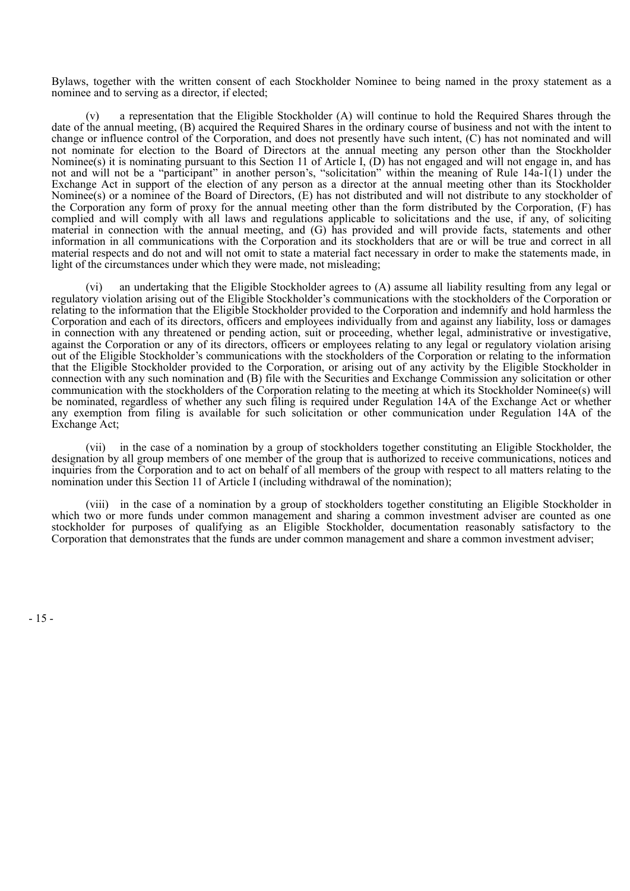Bylaws, together with the written consent of each Stockholder Nominee to being named in the proxy statement as a nominee and to serving as a director, if elected;

(v) a representation that the Eligible Stockholder (A) will continue to hold the Required Shares through the date of the annual meeting, (B) acquired the Required Shares in the ordinary course of business and not with the intent to change or influence control of the Corporation, and does not presently have such intent, (C) has not nominated and will not nominate for election to the Board of Directors at the annual meeting any person other than the Stockholder Nominee(s) it is nominating pursuant to this Section 11 of Article I, (D) has not engaged and will not engage in, and has not and will not be a "participant" in another person's, "solicitation" within the meaning of Rule 14a-1(1) under the Exchange Act in support of the election of any person as a director at the annual meeting other than its Stockholder Nominee(s) or a nominee of the Board of Directors, (E) has not distributed and will not distribute to any stockholder of the Corporation any form of proxy for the annual meeting other than the form distributed by the Corporation, (F) has complied and will comply with all laws and regulations applicable to solicitations and the use, if any, of soliciting material in connection with the annual meeting, and (G) has provided and will provide facts, statements and other information in all communications with the Corporation and its stockholders that are or will be true and correct in all material respects and do not and will not omit to state a material fact necessary in order to make the statements made, in light of the circumstances under which they were made, not misleading;

(vi) an undertaking that the Eligible Stockholder agrees to (A) assume all liability resulting from any legal or regulatory violation arising out of the Eligible Stockholder's communications with the stockholders of the Corporation or relating to the information that the Eligible Stockholder provided to the Corporation and indemnify and hold harmless the Corporation and each of its directors, officers and employees individually from and against any liability, loss or damages in connection with any threatened or pending action, suit or proceeding, whether legal, administrative or investigative, against the Corporation or any of its directors, officers or employees relating to any legal or regulatory violation arising out of the Eligible Stockholder's communications with the stockholders of the Corporation or relating to the information that the Eligible Stockholder provided to the Corporation, or arising out of any activity by the Eligible Stockholder in connection with any such nomination and (B) file with the Securities and Exchange Commission any solicitation or other communication with the stockholders of the Corporation relating to the meeting at which its Stockholder Nominee(s) will be nominated, regardless of whether any such filing is required under Regulation 14A of the Exchange Act or whether any exemption from filing is available for such solicitation or other communication under Regulation 14A of the Exchange Act;

(vii) in the case of a nomination by a group of stockholders together constituting an Eligible Stockholder, the designation by all group members of one member of the group that is authorized to receive communications, notices and inquiries from the Corporation and to act on behalf of all members of the group with respect to all matters relating to the nomination under this Section 11 of Article I (including withdrawal of the nomination);

(viii) in the case of a nomination by a group of stockholders together constituting an Eligible Stockholder in which two or more funds under common management and sharing a common investment adviser are counted as one stockholder for purposes of qualifying as an Eligible Stockholder, documentation reasonably satisfactory to the Corporation that demonstrates that the funds are under common management and share a common investment adviser;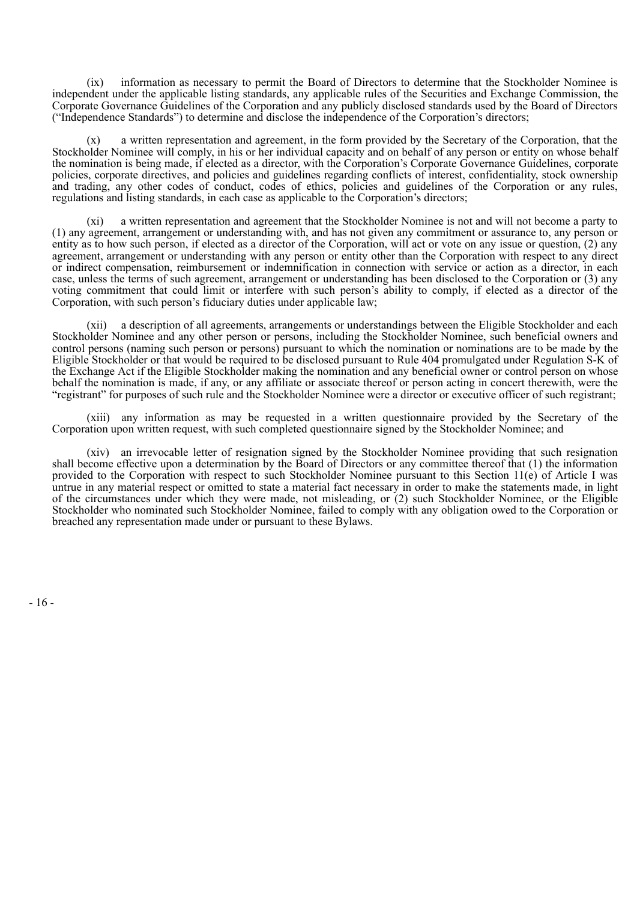(ix) information as necessary to permit the Board of Directors to determine that the Stockholder Nominee is independent under the applicable listing standards, any applicable rules of the Securities and Exchange Commission, the Corporate Governance Guidelines of the Corporation and any publicly disclosed standards used by the Board of Directors ("Independence Standards") to determine and disclose the independence of the Corporation's directors;

(x) a written representation and agreement, in the form provided by the Secretary of the Corporation, that the Stockholder Nominee will comply, in his or her individual capacity and on behalf of any person or entity on whose behalf the nomination is being made, if elected as a director, with the Corporation's Corporate Governance Guidelines, corporate policies, corporate directives, and policies and guidelines regarding conflicts of interest, confidentiality, stock ownership and trading, any other codes of conduct, codes of ethics, policies and guidelines of the Corporation or any rules, regulations and listing standards, in each case as applicable to the Corporation's directors;

(xi) a written representation and agreement that the Stockholder Nominee is not and will not become a party to (1) any agreement, arrangement or understanding with, and has not given any commitment or assurance to, any person or entity as to how such person, if elected as a director of the Corporation, will act or vote on any issue or question, (2) any agreement, arrangement or understanding with any person or entity other than the Corporation with respect to any direct or indirect compensation, reimbursement or indemnification in connection with service or action as a director, in each case, unless the terms of such agreement, arrangement or understanding has been disclosed to the Corporation or (3) any voting commitment that could limit or interfere with such person's ability to comply, if elected as a director of the Corporation, with such person's fiduciary duties under applicable law;

(xii) a description of all agreements, arrangements or understandings between the Eligible Stockholder and each Stockholder Nominee and any other person or persons, including the Stockholder Nominee, such beneficial owners and control persons (naming such person or persons) pursuant to which the nomination or nominations are to be made by the Eligible Stockholder or that would be required to be disclosed pursuant to Rule 404 promulgated under Regulation S-K of the Exchange Act if the Eligible Stockholder making the nomination and any beneficial owner or control person on whose behalf the nomination is made, if any, or any affiliate or associate thereof or person acting in concert therewith, were the "registrant" for purposes of such rule and the Stockholder Nominee were a director or executive officer of such registrant;

(xiii) any information as may be requested in a written questionnaire provided by the Secretary of the Corporation upon written request, with such completed questionnaire signed by the Stockholder Nominee; and

(xiv) an irrevocable letter of resignation signed by the Stockholder Nominee providing that such resignation shall become effective upon a determination by the Board of Directors or any committee thereof that (1) the information provided to the Corporation with respect to such Stockholder Nominee pursuant to this Section 11(e) of Article I was untrue in any material respect or omitted to state a material fact necessary in order to make the statements made, in light of the circumstances under which they were made, not misleading, or (2) such Stockholder Nominee, or the Eligible Stockholder who nominated such Stockholder Nominee, failed to comply with any obligation owed to the Corporation or breached any representation made under or pursuant to these Bylaws.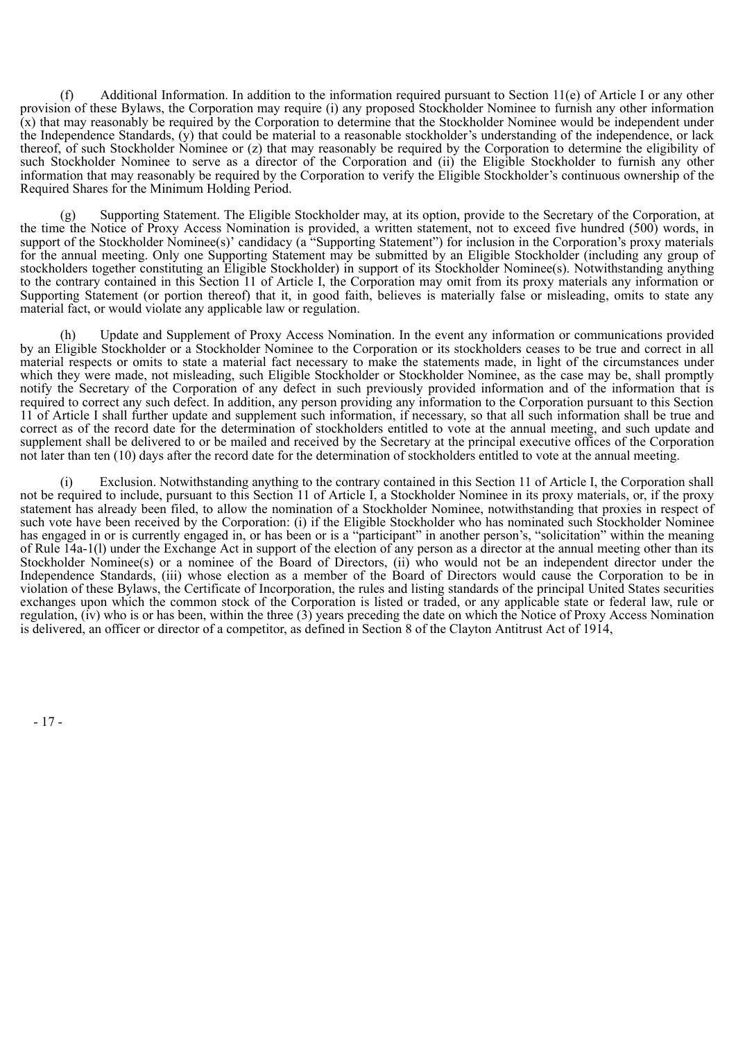(f) Additional Information. In addition to the information required pursuant to Section 11(e) of Article I or any other provision of these Bylaws, the Corporation may require (i) any proposed Stockholder Nominee to furnish any other information (x) that may reasonably be required by the Corporation to determine that the Stockholder Nominee would be independent under the Independence Standards, (y) that could be material to a reasonable stockholder's understanding of the independence, or lack thereof, of such Stockholder Nominee or (z) that may reasonably be required by the Corporation to determine the eligibility of such Stockholder Nominee to serve as a director of the Corporation and (ii) the Eligible Stockholder to furnish any other information that may reasonably be required by the Corporation to verify the Eligible Stockholder's continuous ownership of the Required Shares for the Minimum Holding Period.

(g) Supporting Statement. The Eligible Stockholder may, at its option, provide to the Secretary of the Corporation, at the time the Notice of Proxy Access Nomination is provided, a written statement, not to exceed five hundred (500) words, in support of the Stockholder Nominee(s)' candidacy (a "Supporting Statement") for inclusion in the Corporation's proxy materials for the annual meeting. Only one Supporting Statement may be submitted by an Eligible Stockholder (including any group of stockholders together constituting an Eligible Stockholder) in support of its Stockholder Nominee(s). Notwithstanding anything to the contrary contained in this Section 11 of Article I, the Corporation may omit from its proxy materials any information or Supporting Statement (or portion thereof) that it, in good faith, believes is materially false or misleading, omits to state any material fact, or would violate any applicable law or regulation.

(h) Update and Supplement of Proxy Access Nomination. In the event any information or communications provided by an Eligible Stockholder or a Stockholder Nominee to the Corporation or its stockholders ceases to be true and correct in all material respects or omits to state a material fact necessary to make the statements made, in light of the circumstances under which they were made, not misleading, such Eligible Stockholder or Stockholder Nominee, as the case may be, shall promptly notify the Secretary of the Corporation of any defect in such previously provided information and of the information that is required to correct any such defect. In addition, any person providing any information to the Corporation pursuant to this Section 11 of Article I shall further update and supplement such information, if necessary, so that all such information shall be true and correct as of the record date for the determination of stockholders entitled to vote at the annual meeting, and such update and supplement shall be delivered to or be mailed and received by the Secretary at the principal executive offices of the Corporation not later than ten (10) days after the record date for the determination of stockholders entitled to vote at the annual meeting.

(i) Exclusion. Notwithstanding anything to the contrary contained in this Section 11 of Article I, the Corporation shall not be required to include, pursuant to this Section 11 of Article I, a Stockholder Nominee in its proxy materials, or, if the proxy statement has already been filed, to allow the nomination of a Stockholder Nominee, notwithstanding that proxies in respect of such vote have been received by the Corporation: (i) if the Eligible Stockholder who has nominated such Stockholder Nominee has engaged in or is currently engaged in, or has been or is a "participant" in another person's, "solicitation" within the meaning of Rule 14a-1(l) under the Exchange Act in support of the election of any person as a director at the annual meeting other than its Stockholder Nominee(s) or a nominee of the Board of Directors, (ii) who would not be an independent director under the Independence Standards, (iii) whose election as a member of the Board of Directors would cause the Corporation to be in violation of these Bylaws, the Certificate of Incorporation, the rules and listing standards of the principal United States securities exchanges upon which the common stock of the Corporation is listed or traded, or any applicable state or federal law, rule or regulation, (iv) who is or has been, within the three (3) years preceding the date on which the Notice of Proxy Access Nomination is delivered, an officer or director of a competitor, as defined in Section 8 of the Clayton Antitrust Act of 1914,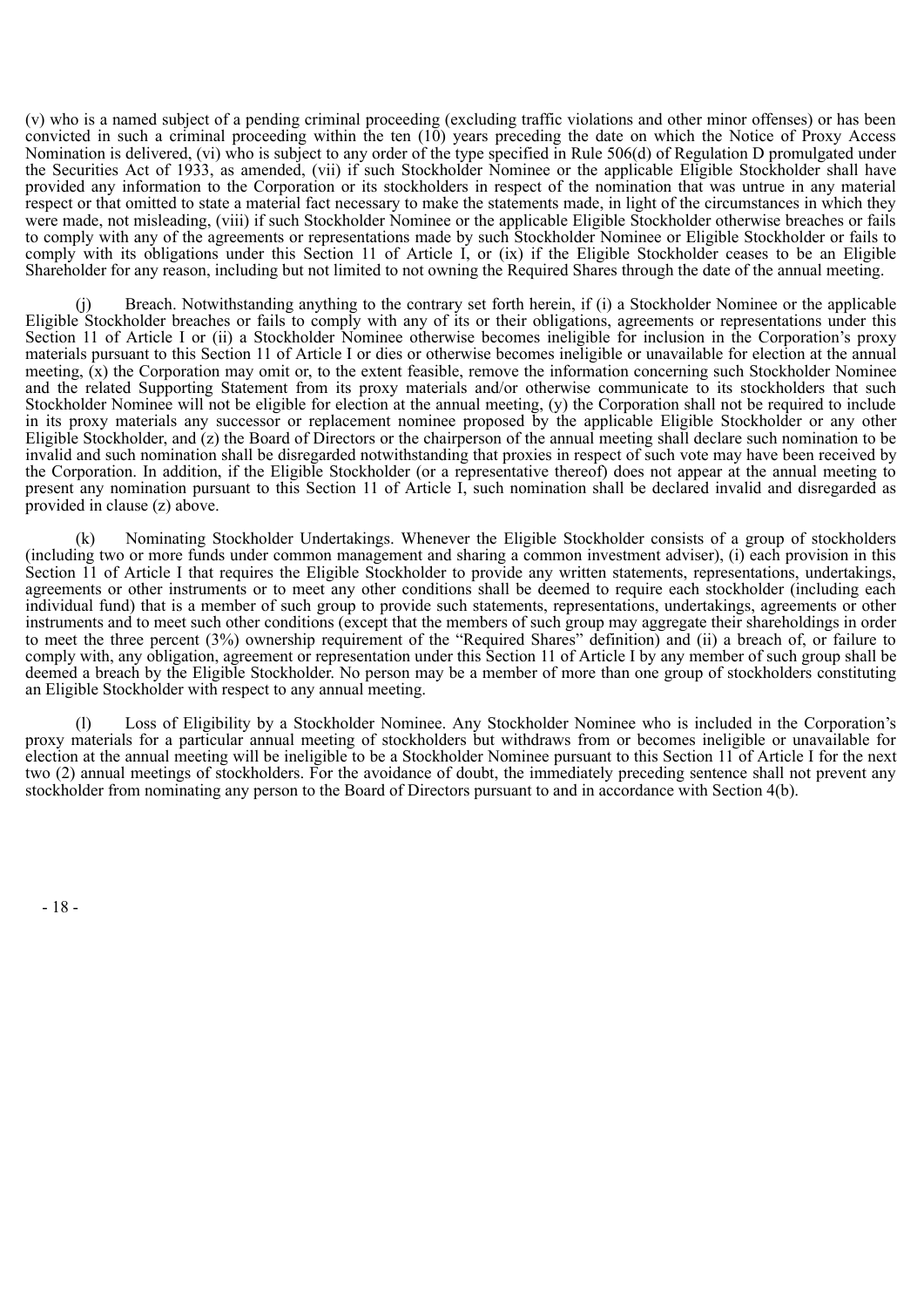(v) who is a named subject of a pending criminal proceeding (excluding traffic violations and other minor offenses) or has been convicted in such a criminal proceeding within the ten (10) years preceding the date on which the Notice of Proxy Access Nomination is delivered, (vi) who is subject to any order of the type specified in Rule 506(d) of Regulation D promulgated under the Securities Act of 1933, as amended, (vii) if such Stockholder Nominee or the applicable Eligible Stockholder shall have provided any information to the Corporation or its stockholders in respect of the nomination that was untrue in any material respect or that omitted to state a material fact necessary to make the statements made, in light of the circumstances in which they were made, not misleading, (viii) if such Stockholder Nominee or the applicable Eligible Stockholder otherwise breaches or fails to comply with any of the agreements or representations made by such Stockholder Nominee or Eligible Stockholder or fails to comply with its obligations under this Section 11 of Article I, or (ix) if the Eligible Stockholder ceases to be an Eligible Shareholder for any reason, including but not limited to not owning the Required Shares through the date of the annual meeting.

(j) Breach. Notwithstanding anything to the contrary set forth herein, if (i) a Stockholder Nominee or the applicable Eligible Stockholder breaches or fails to comply with any of its or their obligations, agreements or representations under this Section 11 of Article I or (ii) a Stockholder Nominee otherwise becomes ineligible for inclusion in the Corporation's proxy materials pursuant to this Section 11 of Article I or dies or otherwise becomes ineligible or unavailable for election at the annual meeting, (x) the Corporation may omit or, to the extent feasible, remove the information concerning such Stockholder Nominee and the related Supporting Statement from its proxy materials and/or otherwise communicate to its stockholders that such Stockholder Nominee will not be eligible for election at the annual meeting, (y) the Corporation shall not be required to include in its proxy materials any successor or replacement nominee proposed by the applicable Eligible Stockholder or any other Eligible Stockholder, and (z) the Board of Directors or the chairperson of the annual meeting shall declare such nomination to be invalid and such nomination shall be disregarded notwithstanding that proxies in respect of such vote may have been received by the Corporation. In addition, if the Eligible Stockholder (or a representative thereof) does not appear at the annual meeting to present any nomination pursuant to this Section 11 of Article I, such nomination shall be declared invalid and disregarded as provided in clause (z) above.

(k) Nominating Stockholder Undertakings. Whenever the Eligible Stockholder consists of a group of stockholders (including two or more funds under common management and sharing a common investment adviser), (i) each provision in this Section 11 of Article I that requires the Eligible Stockholder to provide any written statements, representations, undertakings, agreements or other instruments or to meet any other conditions shall be deemed to require each stockholder (including each individual fund) that is a member of such group to provide such statements, representations, undertakings, agreements or other instruments and to meet such other conditions (except that the members of such group may aggregate their shareholdings in order to meet the three percent (3%) ownership requirement of the "Required Shares" definition) and (ii) a breach of, or failure to comply with, any obligation, agreement or representation under this Section 11 of Article I by any member of such group shall be deemed a breach by the Eligible Stockholder. No person may be a member of more than one group of stockholders constituting an Eligible Stockholder with respect to any annual meeting.

(l) Loss of Eligibility by a Stockholder Nominee. Any Stockholder Nominee who is included in the Corporation's proxy materials for a particular annual meeting of stockholders but withdraws from or becomes ineligible or unavailable for election at the annual meeting will be ineligible to be a Stockholder Nominee pursuant to this Section 11 of Article I for the next two (2) annual meetings of stockholders. For the avoidance of doubt, the immediately preceding sentence shall not prevent any stockholder from nominating any person to the Board of Directors pursuant to and in accordance with Section 4(b).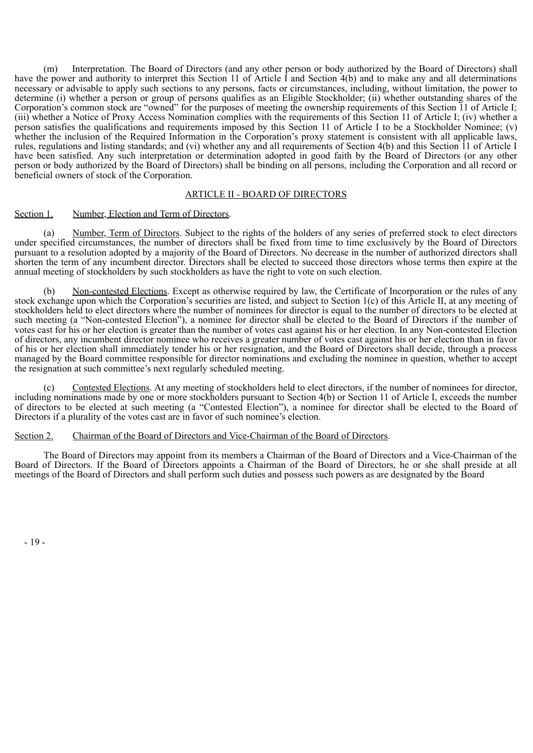(m) Interpretation. The Board of Directors (and any other person or body authorized by the Board of Directors) shall have the power and authority to interpret this Section 11 of Article I and Section 4(b) and to make any and all determinations necessary or advisable to apply such sections to any persons, facts or circumstances, including, without limitation, the power to determine (i) whether a person or group of persons qualifies as an Eligible Stockholder; (ii) whether outstanding shares of the Corporation's common stock are "owned" for the purposes of meeting the ownership requirements of this Section 11 of Article I; (iii) whether a Notice of Proxy Access Nomination complies with the requirements of this Section 11 of Article I; (iv) whether a person satisfies the qualifications and requirements imposed by this Section 11 of Article I to be a Stockholder Nominee; (v) whether the inclusion of the Required Information in the Corporation's proxy statement is consistent with all applicable laws, rules, regulations and listing standards; and (vi) whether any and all requirements of Section 4(b) and this Section 11 of Article I have been satisfied. Any such interpretation or determination adopted in good faith by the Board of Directors (or any other person or body authorized by the Board of Directors) shall be binding on all persons, including the Corporation and all record or beneficial owners of stock of the Corporation.

## ARTICLE II - BOARD OF DIRECTORS

Section 1. Number, Election and Term of Directors.

(a) Number, Term of Directors. Subject to the rights of the holders of any series of preferred stock to elect directors under specified circumstances, the number of directors shall be fixed from time to time exclusively by the Board of Directors pursuant to a resolution adopted by a majority of the Board of Directors. No decrease in the number of authorized directors shall shorten the term of any incumbent director. Directors shall be elected to succeed those directors whose terms then expire at the annual meeting of stockholders by such stockholders as have the right to vote on such election.

(b) Non-contested Elections. Except as otherwise required by law, the Certificate of Incorporation or the rules of any stock exchange upon which the Corporation's securities are listed, and subject to Section 1(c) of this Article II, at any meeting of stockholders held to elect directors where the number of nominees for director is equal to the number of directors to be elected at such meeting (a "Non-contested Election"), a nominee for director shall be elected to the Board of Directors if the number of votes cast for his or her election is greater than the number of votes cast against his or her election. In any Non-contested Election of directors, any incumbent director nominee who receives a greater number of votes cast against his or her election than in favor of his or her election shall immediately tender his or her resignation, and the Board of Directors shall decide, through a process managed by the Board committee responsible for director nominations and excluding the nominee in question, whether to accept the resignation at such committee's next regularly scheduled meeting.

(c) Contested Elections. At any meeting of stockholders held to elect directors, if the number of nominees for director, including nominations made by one or more stockholders pursuant to Section 4(b) or Section 11 of Article I, exceeds the number of directors to be elected at such meeting (a "Contested Election"), a nominee for director shall be elected to the Board of Directors if a plurality of the votes cast are in favor of such nominee's election.

Section 2. Chairman of the Board of Directors and Vice-Chairman of the Board of Directors.

The Board of Directors may appoint from its members a Chairman of the Board of Directors and a Vice-Chairman of the Board of Directors. If the Board of Directors appoints a Chairman of the Board of Directors, he or she shall preside at all meetings of the Board of Directors and shall perform such duties and possess such powers as are designated by the Board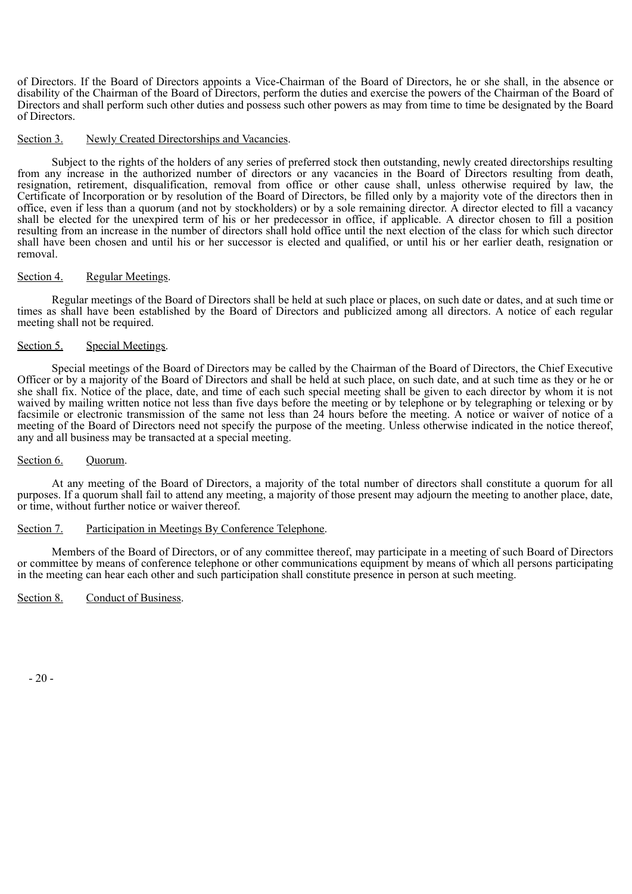of Directors. If the Board of Directors appoints a Vice-Chairman of the Board of Directors, he or she shall, in the absence or disability of the Chairman of the Board of Directors, perform the duties and exercise the powers of the Chairman of the Board of Directors and shall perform such other duties and possess such other powers as may from time to time be designated by the Board of Directors.

Section 3. <u>Newly Created Directorships and Vacancies</u>.

Subject to the rights of the holders of any series of preferred stock then outstanding, newly created directorships resulting from any increase in the authorized number of directors or any vacancies in the Board of Directors resulting from death, resignation, retirement, disqualification, removal from office or other cause shall, unless otherwise required by law, the Certificate of Incorporation or by resolution of the Board of Directors, be filled only by a majority vote of the directors then in office, even if less than a quorum (and not by stockholders) or by a sole remaining director. A director elected to fill a vacancy shall be elected for the unexpired term of his or her predecessor in office, if applicable. A director chosen to fill a position resulting from an increase in the number of directors shall hold office until the next election of the class for which such director shall have been chosen and until his or her successor is elected and qualified, or until his or her earlier death, resignation or removal.

Section 4. <u>Regular Meetings</u>.

Regular meetings of the Board of Directors shall be held at such place or places, on such date or dates, and at such time or times as shall have been established by the Board of Directors and publicized among all directors. A notice of each regular meeting shall not be required.

Section 5. <u>Special Meetings</u>.

Special meetings of the Board of Directors may be called by the Chairman of the Board of Directors, the Chief Executive Officer or by a majority of the Board of Directors and shall be held at such place, on such date, and at such time as they or he or she shall fix. Notice of the place, date, and time of each such special meeting shall be given to each director by whom it is not waived by mailing written notice not less than five days before the meeting or by telephone or by telegraphing or telexing or by facsimile or electronic transmission of the same not less than 24 hours before the meeting. A notice or waiver of notice of a meeting of the Board of Directors need not specify the purpose of the meeting. Unless otherwise indicated in the notice thereof, any and all business may be transacted at a special meeting.

Section 6. <u>Quorum</u>.

At any meeting of the Board of Directors, a majority of the total number of directors shall constitute a quorum for all purposes. If a quorum shall fail to attend any meeting, a majority of those present may adjourn the meeting to another place, date, or time, without further notice or waiver thereof.

Section 7. <u>Participation in Meetings By Conference Telephone</u>.

Members of the Board of Directors, or of any committee thereof, may participate in a meeting of such Board of Directors or committee by means of conference telephone or other communications equipment by means of which all persons participating in the meeting can hear each other and such participation shall constitute presence in person at such meeting.

Section 8. <u>Conduct of Business</u>.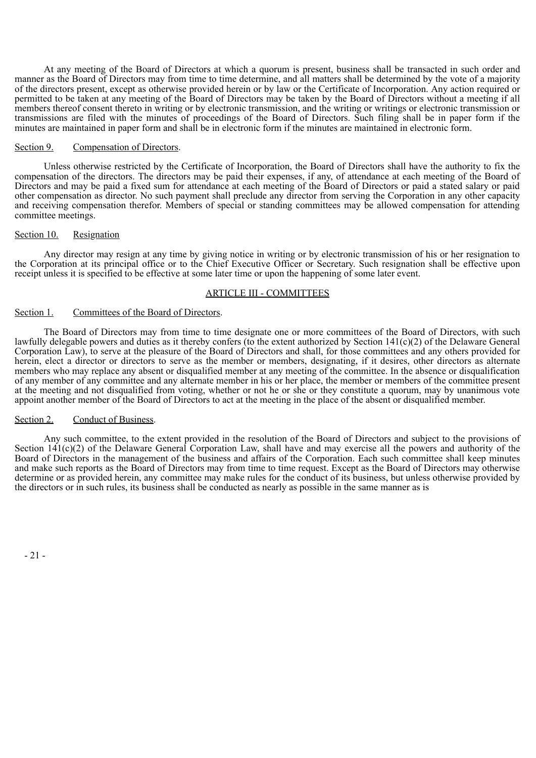At any meeting of the Board of Directors at which a quorum is present, business shall be transacted in such order and manner as the Board of Directors may from time to time determine, and all matters shall be determined by the vote of a majority of the directors present, except as otherwise provided herein or by law or the Certificate of Incorporation. Any action required or permitted to be taken at any meeting of the Board of Directors may be taken by the Board of Directors without a meeting if all members thereof consent thereto in writing or by electronic transmission, and the writing or writings or electronic transmission or transmissions are filed with the minutes of proceedings of the Board of Directors. Such filing shall be in paper form if the minutes are maintained in paper form and shall be in electronic form if the minutes are maintained in electronic form.

Section 9. Compensation of Directors.

Unless otherwise restricted by the Certificate of Incorporation, the Board of Directors shall have the authority to fix the compensation of the directors. The directors may be paid their expenses, if any, of attendance at each meeting of the Board of Directors and may be paid a fixed sum for attendance at each meeting of the Board of Directors or paid a stated salary or paid other compensation as director. No such payment shall preclude any director from serving the Corporation in any other capacity and receiving compensation therefor. Members of special or standing committees may be allowed compensation for attending committee meetings.

Section 10. Resignation

Any director may resign at any time by giving notice in writing or by electronic transmission of his or her resignation to the Corporation at its principal office or to the Chief Executive Officer or Secretary. Such resignation shall be effective upon receipt unless it is specified to be effective at some later time or upon the happening of some later event.

## ARTICLE III - COMMITTEES

Section 1. Committees of the Board of Directors.

The Board of Directors may from time to time designate one or more committees of the Board of Directors, with such lawfully delegable powers and duties as it thereby confers (to the extent authorized by Section 141(c)(2) of the Delaware General Corporation Law), to serve at the pleasure of the Board of Directors and shall, for those committees and any others provided for herein, elect a director or directors to serve as the member or members, designating, if it desires, other directors as alternate members who may replace any absent or disqualified member at any meeting of the committee. In the absence or disqualification of any member of any committee and any alternate member in his or her place, the member or members of the committee present at the meeting and not disqualified from voting, whether or not he or she or they constitute a quorum, may by unanimous vote appoint another member of the Board of Directors to act at the meeting in the place of the absent or disqualified member.

Section 2. Conduct of Business.

Any such committee, to the extent provided in the resolution of the Board of Directors and subject to the provisions of Section 141(c)(2) of the Delaware General Corporation Law, shall have and may exercise all the powers and authority of the Board of Directors in the management of the business and affairs of the Corporation. Each such committee shall keep minutes and make such reports as the Board of Directors may from time to time request. Except as the Board of Directors may otherwise determine or as provided herein, any committee may make rules for the conduct of its business, but unless otherwise provided by the directors or in such rules, its business shall be conducted as nearly as possible in the same manner as is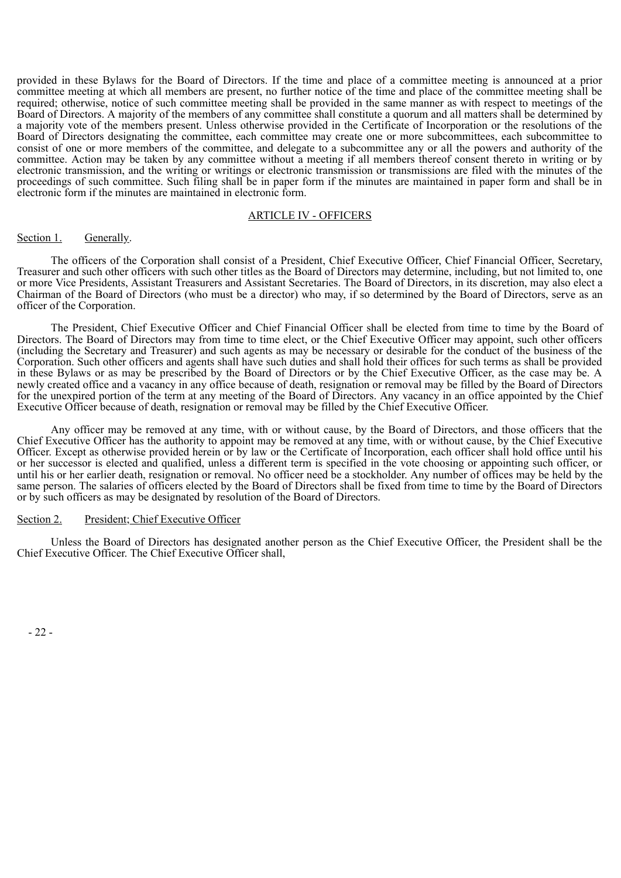provided in these Bylaws for the Board of Directors. If the time and place of a committee meeting is announced at a prior committee meeting at which all members are present, no further notice of the time and place of the committee meeting shall be required; otherwise, notice of such committee meeting shall be provided in the same manner as with respect to meetings of the Board of Directors. A majority of the members of any committee shall constitute a quorum and all matters shall be determined by a majority vote of the members present. Unless otherwise provided in the Certificate of Incorporation or the resolutions of the Board of Directors designating the committee, each committee may create one or more subcommittees, each subcommittee to consist of one or more members of the committee, and delegate to a subcommittee any or all the powers and authority of the committee. Action may be taken by any committee without a meeting if all members thereof consent thereto in writing or by electronic transmission, and the writing or writings or electronic transmission or transmissions are filed with the minutes of the proceedings of such committee. Such filing shall be in paper form if the minutes are maintained in paper form and shall be in electronic form if the minutes are maintained in electronic form.

## ARTICLE IV - OFFICERS

Section 1. Generally.

The officers of the Corporation shall consist of a President, Chief Executive Officer, Chief Financial Officer, Secretary, Treasurer and such other officers with such other titles as the Board of Directors may determine, including, but not limited to, one or more Vice Presidents, Assistant Treasurers and Assistant Secretaries. The Board of Directors, in its discretion, may also elect a Chairman of the Board of Directors (who must be a director) who may, if so determined by the Board of Directors, serve as an officer of the Corporation.

The President, Chief Executive Officer and Chief Financial Officer shall be elected from time to time by the Board of Directors. The Board of Directors may from time to time elect, or the Chief Executive Officer may appoint, such other officers (including the Secretary and Treasurer) and such agents as may be necessary or desirable for the conduct of the business of the Corporation. Such other officers and agents shall have such duties and shall hold their offices for such terms as shall be provided in these Bylaws or as may be prescribed by the Board of Directors or by the Chief Executive Officer, as the case may be. A newly created office and a vacancy in any office because of death, resignation or removal may be filled by the Board of Directors for the unexpired portion of the term at any meeting of the Board of Directors. Any vacancy in an office appointed by the Chief Executive Officer because of death, resignation or removal may be filled by the Chief Executive Officer.

Any officer may be removed at any time, with or without cause, by the Board of Directors, and those officers that the Chief Executive Officer has the authority to appoint may be removed at any time, with or without cause, by the Chief Executive Officer. Except as otherwise provided herein or by law or the Certificate of Incorporation, each officer shall hold office until his or her successor is elected and qualified, unless a different term is specified in the vote choosing or appointing such officer, or until his or her earlier death, resignation or removal. No officer need be a stockholder. Any number of offices may be held by the same person. The salaries of officers elected by the Board of Directors shall be fixed from time to time by the Board of Directors or by such officers as may be designated by resolution of the Board of Directors.

Section 2. President; Chief Executive Officer

Unless the Board of Directors has designated another person as the Chief Executive Officer, the President shall be the Chief Executive Officer. The Chief Executive Officer shall,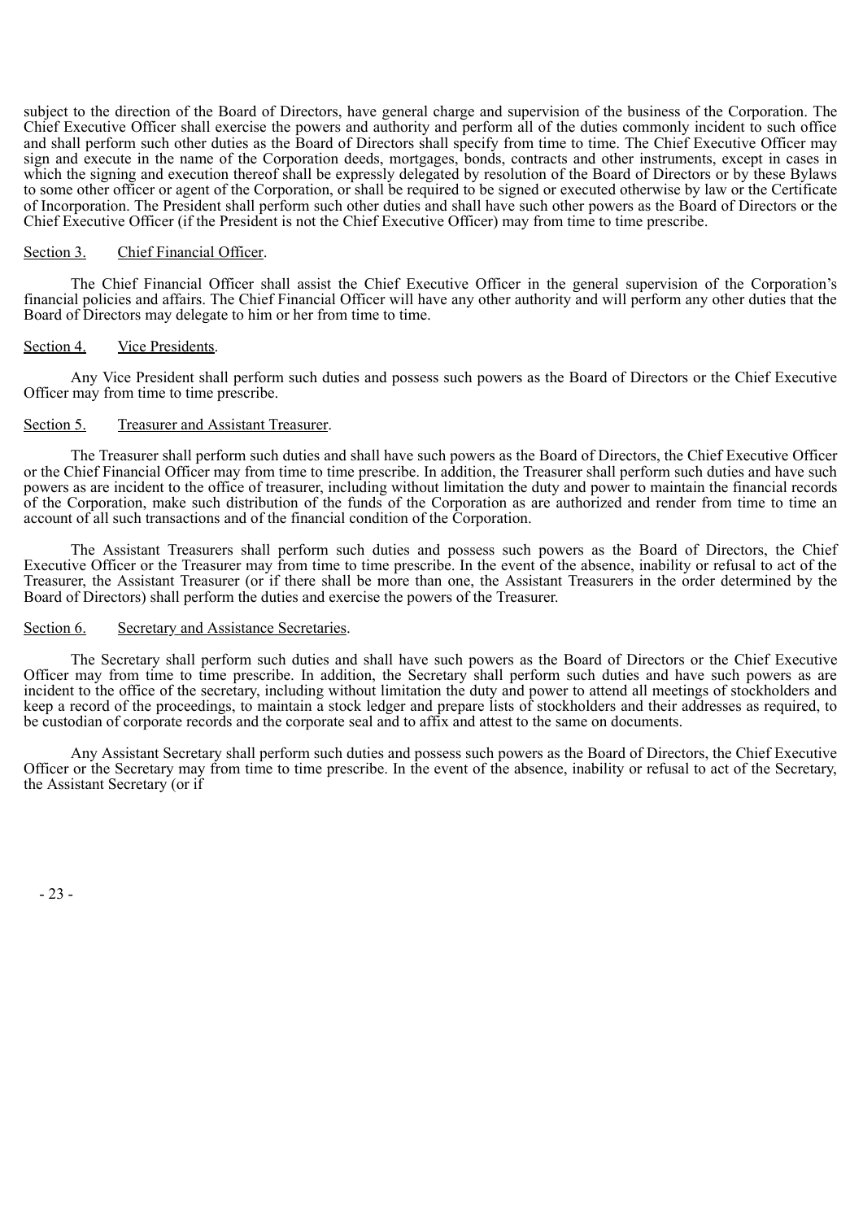subject to the direction of the Board of Directors, have general charge and supervision of the business of the Corporation. The Chief Executive Officer shall exercise the powers and authority and perform all of the duties commonly incident to such office and shall perform such other duties as the Board of Directors shall specify from time to time. The Chief Executive Officer may sign and execute in the name of the Corporation deeds, mortgages, bonds, contracts and other instruments, except in cases in which the signing and execution thereof shall be expressly delegated by resolution of the Board of Directors or by these Bylaws to some other officer or agent of the Corporation, or shall be required to be signed or executed otherwise by law or the Certificate of Incorporation. The President shall perform such other duties and shall have such other powers as the Board of Directors or the Chief Executive Officer (if the President is not the Chief Executive Officer) may from time to time prescribe.

Section 3. Chief Financial Officer.

The Chief Financial Officer shall assist the Chief Executive Officer in the general supervision of the Corporation's financial policies and affairs. The Chief Financial Officer will have any other authority and will perform any other duties that the Board of Directors may delegate to him or her from time to time.

Section 4. Vice Presidents.

Any Vice President shall perform such duties and possess such powers as the Board of Directors or the Chief Executive Officer may from time to time prescribe.

Section 5. Treasurer and Assistant Treasurer.

The Treasurer shall perform such duties and shall have such powers as the Board of Directors, the Chief Executive Officer or the Chief Financial Officer may from time to time prescribe. In addition, the Treasurer shall perform such duties and have such powers as are incident to the office of treasurer, including without limitation the duty and power to maintain the financial records of the Corporation, make such distribution of the funds of the Corporation as are authorized and render from time to time an account of all such transactions and of the financial condition of the Corporation.

The Assistant Treasurers shall perform such duties and possess such powers as the Board of Directors, the Chief Executive Officer or the Treasurer may from time to time prescribe. In the event of the absence, inability or refusal to act of the Treasurer, the Assistant Treasurer (or if there shall be more than one, the Assistant Treasurers in the order determined by the Board of Directors) shall perform the duties and exercise the powers of the Treasurer.

Section 6. Secretary and Assistance Secretaries.

The Secretary shall perform such duties and shall have such powers as the Board of Directors or the Chief Executive Officer may from time to time prescribe. In addition, the Secretary shall perform such duties and have such powers as are incident to the office of the secretary, including without limitation the duty and power to attend all meetings of stockholders and keep a record of the proceedings, to maintain a stock ledger and prepare lists of stockholders and their addresses as required, to be custodian of corporate records and the corporate seal and to affix and attest to the same on documents.

Any Assistant Secretary shall perform such duties and possess such powers as the Board of Directors, the Chief Executive Officer or the Secretary may from time to time prescribe. In the event of the absence, inability or refusal to act of the Secretary, the Assistant Secretary (or if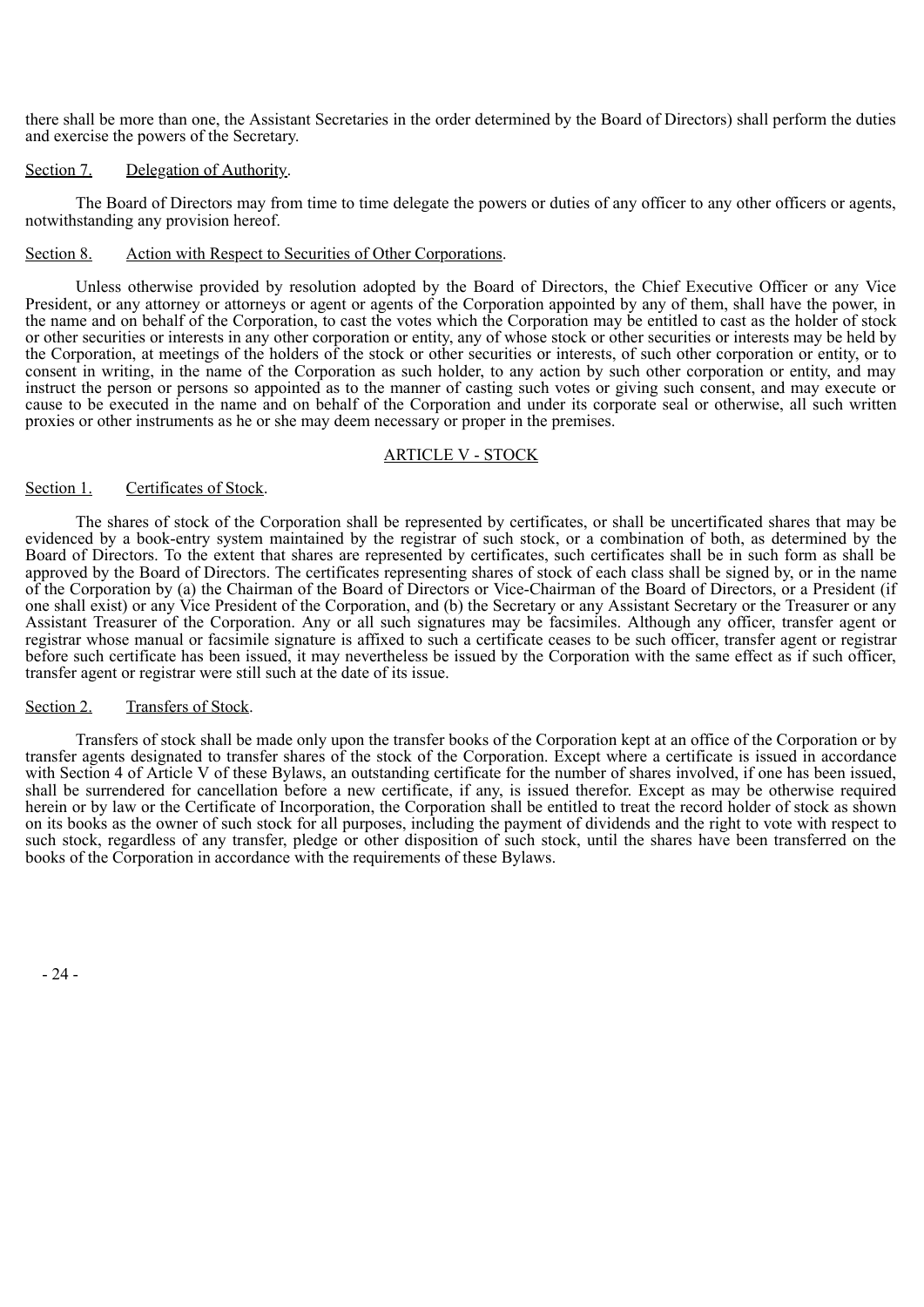there shall be more than one, the Assistant Secretaries in the order determined by the Board of Directors) shall perform the duties and exercise the powers of the Secretary.

Section 7. Delegation of Authority.

The Board of Directors may from time to time delegate the powers or duties of any officer to any other officers or agents, notwithstanding any provision hereof.

Section 8. Action with Respect to Securities of Other Corporations.

Unless otherwise provided by resolution adopted by the Board of Directors, the Chief Executive Officer or any Vice President, or any attorney or attorneys or agent or agents of the Corporation appointed by any of them, shall have the power, in the name and on behalf of the Corporation, to cast the votes which the Corporation may be entitled to cast as the holder of stock or other securities or interests in any other corporation or entity, any of whose stock or other securities or interests may be held by the Corporation, at meetings of the holders of the stock or other securities or interests, of such other corporation or entity, or to consent in writing, in the name of the Corporation as such holder, to any action by such other corporation or entity, and may instruct the person or persons so appointed as to the manner of casting such votes or giving such consent, and may execute or cause to be executed in the name and on behalf of the Corporation and under its corporate seal or otherwise, all such written proxies or other instruments as he or she may deem necessary or proper in the premises.

## ARTICLE V - STOCK

Section 1. Certificates of Stock.

The shares of stock of the Corporation shall be represented by certificates, or shall be uncertificated shares that may be evidenced by a book-entry system maintained by the registrar of such stock, or a combination of both, as determined by the Board of Directors. To the extent that shares are represented by certificates, such certificates shall be in such form as shall be approved by the Board of Directors. The certificates representing shares of stock of each class shall be signed by, or in the name of the Corporation by (a) the Chairman of the Board of Directors or Vice-Chairman of the Board of Directors, or a President (if one shall exist) or any Vice President of the Corporation, and (b) the Secretary or any Assistant Secretary or the Treasurer or any Assistant Treasurer of the Corporation. Any or all such signatures may be facsimiles. Although any officer, transfer agent or registrar whose manual or facsimile signature is affixed to such a certificate ceases to be such officer, transfer agent or registrar before such certificate has been issued, it may nevertheless be issued by the Corporation with the same effect as if such officer, transfer agent or registrar were still such at the date of its issue.

Section 2. Transfers of Stock.

Transfers of stock shall be made only upon the transfer books of the Corporation kept at an office of the Corporation or by transfer agents designated to transfer shares of the stock of the Corporation. Except where a certificate is issued in accordance with Section 4 of Article V of these Bylaws, an outstanding certificate for the number of shares involved, if one has been issued, shall be surrendered for cancellation before a new certificate, if any, is issued therefor. Except as may be otherwise required herein or by law or the Certificate of Incorporation, the Corporation shall be entitled to treat the record holder of stock as shown on its books as the owner of such stock for all purposes, including the payment of dividends and the right to vote with respect to such stock, regardless of any transfer, pledge or other disposition of such stock, until the shares have been transferred on the books of the Corporation in accordance with the requirements of these Bylaws.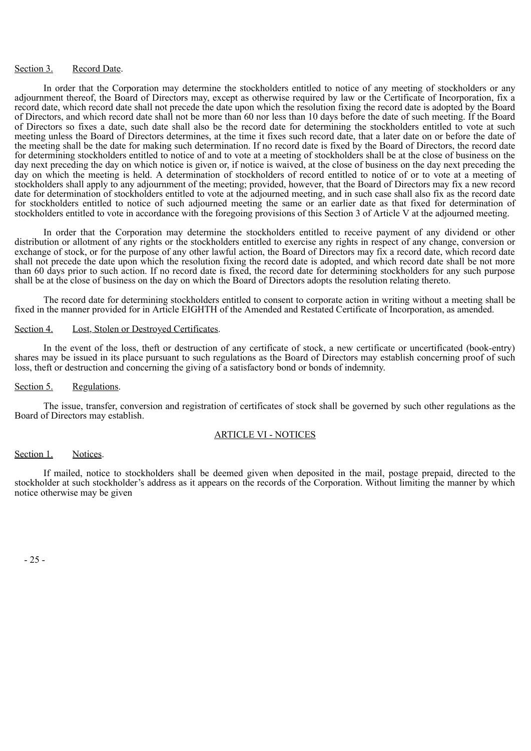Section 3. Record Date.

In order that the Corporation may determine the stockholders entitled to notice of any meeting of stockholders or any adjournment thereof, the Board of Directors may, except as otherwise required by law or the Certificate of Incorporation, fix a record date, which record date shall not precede the date upon which the resolution fixing the record date is adopted by the Board of Directors, and which record date shall not be more than 60 nor less than 10 days before the date of such meeting. If the Board of Directors so fixes a date, such date shall also be the record date for determining the stockholders entitled to vote at such meeting unless the Board of Directors determines, at the time it fixes such record date, that a later date on or before the date of the meeting shall be the date for making such determination. If no record date is fixed by the Board of Directors, the record date for determining stockholders entitled to notice of and to vote at a meeting of stockholders shall be at the close of business on the day next preceding the day on which notice is given or, if notice is waived, at the close of business on the day next preceding the day on which the meeting is held. A determination of stockholders of record entitled to notice of or to vote at a meeting of stockholders shall apply to any adjournment of the meeting; provided, however, that the Board of Directors may fix a new record date for determination of stockholders entitled to vote at the adjourned meeting, and in such case shall also fix as the record date for stockholders entitled to notice of such adjourned meeting the same or an earlier date as that fixed for determination of stockholders entitled to vote in accordance with the foregoing provisions of this Section 3 of Article V at the adjourned meeting.

In order that the Corporation may determine the stockholders entitled to receive payment of any dividend or other distribution or allotment of any rights or the stockholders entitled to exercise any rights in respect of any change, conversion or exchange of stock, or for the purpose of any other lawful action, the Board of Directors may fix a record date, which record date shall not precede the date upon which the resolution fixing the record date is adopted, and which record date shall be not more than 60 days prior to such action. If no record date is fixed, the record date for determining stockholders for any such purpose shall be at the close of business on the day on which the Board of Directors adopts the resolution relating thereto.

The record date for determining stockholders entitled to consent to corporate action in writing without a meeting shall be fixed in the manner provided for in Article EIGHTH of the Amended and Restated Certificate of Incorporation, as amended.

Section 4. Lost, Stolen or Destroyed Certificates.

In the event of the loss, theft or destruction of any certificate of stock, a new certificate or uncertificated (book-entry) shares may be issued in its place pursuant to such regulations as the Board of Directors may establish concerning proof of such loss, theft or destruction and concerning the giving of a satisfactory bond or bonds of indemnity.

Section 5. Regulations.

The issue, transfer, conversion and registration of certificates of stock shall be governed by such other regulations as the Board of Directors may establish.

## ARTICLE VI - NOTICES

Section 1. Notices.

If mailed, notice to stockholders shall be deemed given when deposited in the mail, postage prepaid, directed to the stockholder at such stockholder's address as it appears on the records of the Corporation. Without limiting the manner by which notice otherwise may be given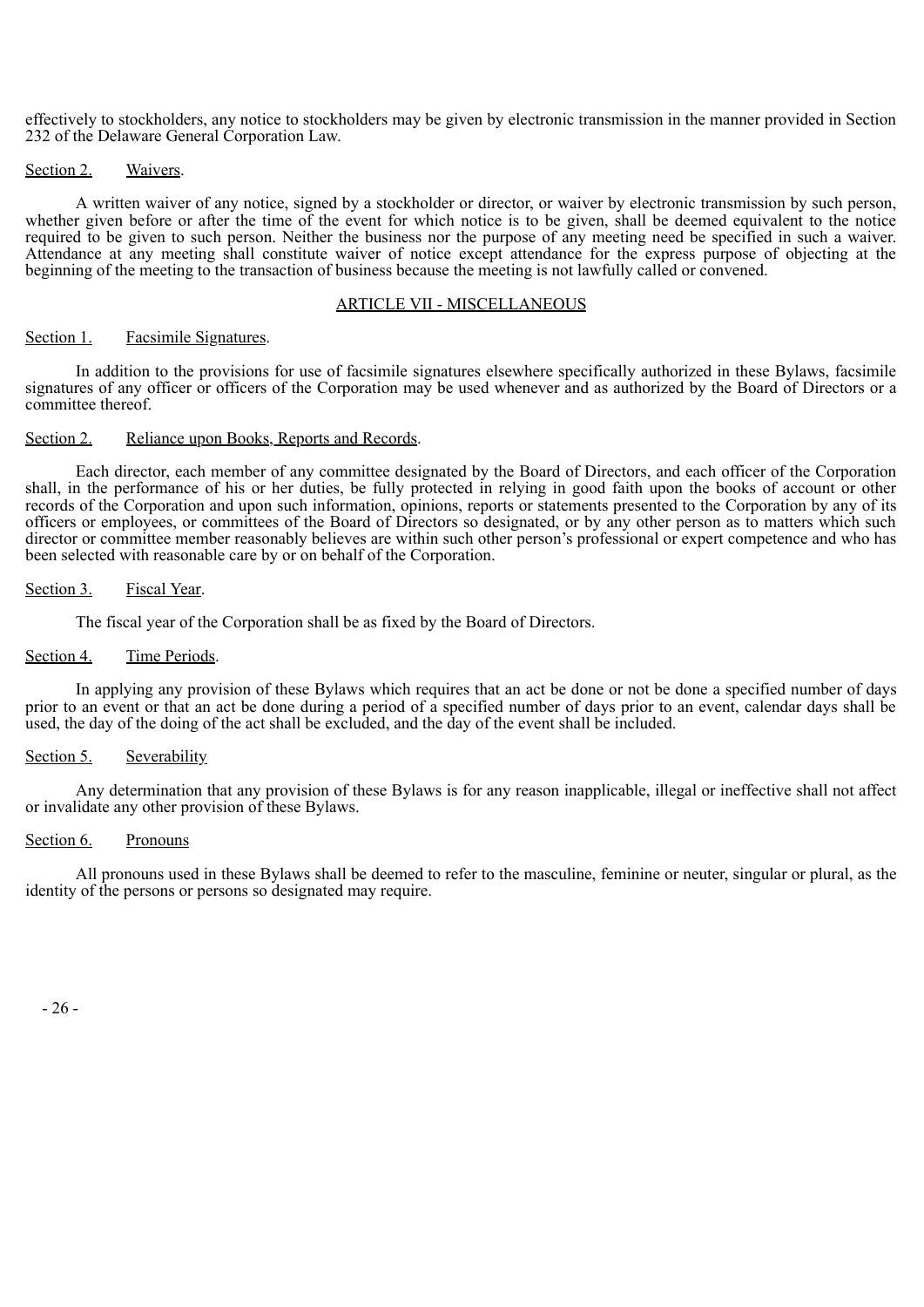effectively to stockholders, any notice to stockholders may be given by electronic transmission in the manner provided in Section 232 of the Delaware General Corporation Law.

Section 2. Waivers.

A written waiver of any notice, signed by a stockholder or director, or waiver by electronic transmission by such person, whether given before or after the time of the event for which notice is to be given, shall be deemed equivalent to the notice required to be given to such person. Neither the business nor the purpose of any meeting need be specified in such a waiver. Attendance at any meeting shall constitute waiver of notice except attendance for the express purpose of objecting at the beginning of the meeting to the transaction of business because the meeting is not lawfully called or convened.

## ARTICLE VII - MISCELLANEOUS

Section 1. Facsimile Signatures.

In addition to the provisions for use of facsimile signatures elsewhere specifically authorized in these Bylaws, facsimile signatures of any officer or officers of the Corporation may be used whenever and as authorized by the Board of Directors or a committee thereof.

Section 2. Reliance upon Books, Reports and Records.

Each director, each member of any committee designated by the Board of Directors, and each officer of the Corporation shall, in the performance of his or her duties, be fully protected in relying in good faith upon the books of account or other records of the Corporation and upon such information, opinions, reports or statements presented to the Corporation by any of its officers or employees, or committees of the Board of Directors so designated, or by any other person as to matters which such director or committee member reasonably believes are within such other person's professional or expert competence and who has been selected with reasonable care by or on behalf of the Corporation.

Section 3. Fiscal Year.

The fiscal year of the Corporation shall be as fixed by the Board of Directors.

Section 4. Time Periods.

In applying any provision of these Bylaws which requires that an act be done or not be done a specified number of days prior to an event or that an act be done during a period of a specified number of days prior to an event, calendar days shall be used, the day of the doing of the act shall be excluded, and the day of the event shall be included.

Section 5. Severability

Any determination that any provision of these Bylaws is for any reason inapplicable, illegal or ineffective shall not affect or invalidate any other provision of these Bylaws.

Section 6. Pronouns

All pronouns used in these Bylaws shall be deemed to refer to the masculine, feminine or neuter, singular or plural, as the identity of the persons or persons so designated may require.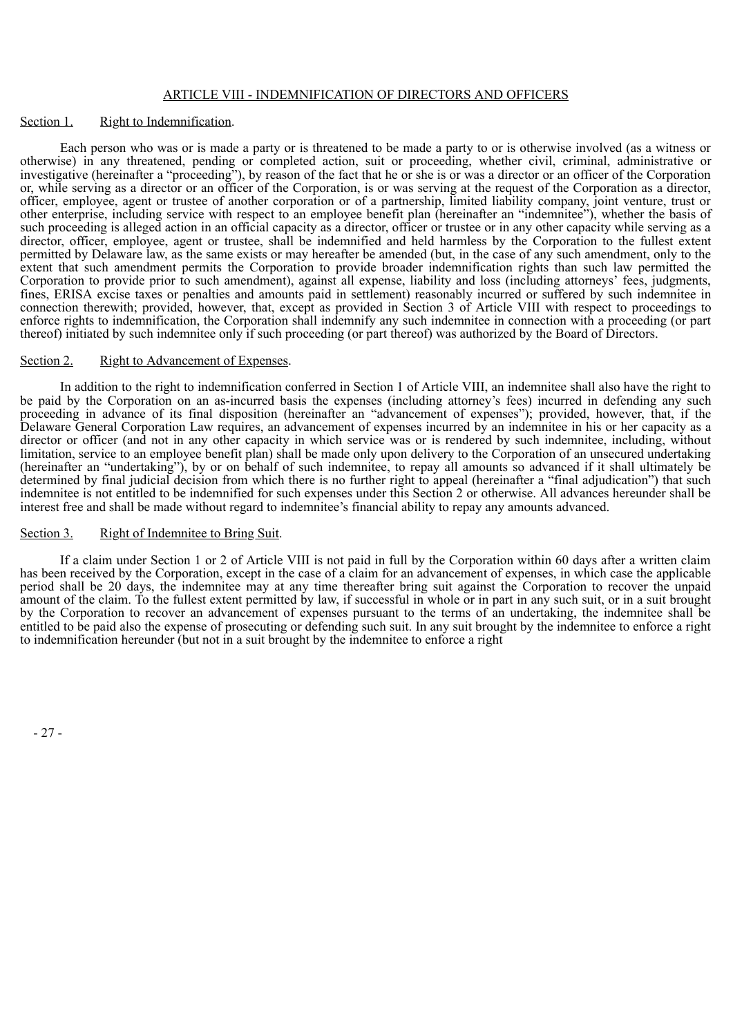## ARTICLE VIII - INDEMNIFICATION OF DIRECTORS AND OFFICERS

Section 1. Right to Indemnification.

Each person who was or is made a party or is threatened to be made a party to or is otherwise involved (as a witness or otherwise) in any threatened, pending or completed action, suit or proceeding, whether civil, criminal, administrative or investigative (hereinafter a "proceeding"), by reason of the fact that he or she is or was a director or an officer of the Corporation or, while serving as a director or an officer of the Corporation, is or was serving at the request of the Corporation as a director, officer, employee, agent or trustee of another corporation or of a partnership, limited liability company, joint venture, trust or other enterprise, including service with respect to an employee benefit plan (hereinafter an "indemnitee"), whether the basis of such proceeding is alleged action in an official capacity as a director, officer or trustee or in any other capacity while serving as a director, officer, employee, agent or trustee, shall be indemnified and held harmless by the Corporation to the fullest extent permitted by Delaware law, as the same exists or may hereafter be amended (but, in the case of any such amendment, only to the extent that such amendment permits the Corporation to provide broader indemnification rights than such law permitted the Corporation to provide prior to such amendment), against all expense, liability and loss (including attorneys' fees, judgments, fines, ERISA excise taxes or penalties and amounts paid in settlement) reasonably incurred or suffered by such indemnitee in connection therewith; provided, however, that, except as provided in Section 3 of Article VIII with respect to proceedings to enforce rights to indemnification, the Corporation shall indemnify any such indemnitee in connection with a proceeding (or part thereof) initiated by such indemnitee only if such proceeding (or part thereof) was authorized by the Board of Directors.

Section 2. Right to Advancement of Expenses.

In addition to the right to indemnification conferred in Section 1 of Article VIII, an indemnitee shall also have the right to be paid by the Corporation on an as-incurred basis the expenses (including attorney's fees) incurred in defending any such proceeding in advance of its final disposition (hereinafter an "advancement of expenses"); provided, however, that, if the Delaware General Corporation Law requires, an advancement of expenses incurred by an indemnitee in his or her capacity as a director or officer (and not in any other capacity in which service was or is rendered by such indemnitee, including, without limitation, service to an employee benefit plan) shall be made only upon delivery to the Corporation of an unsecured undertaking (hereinafter an "undertaking"), by or on behalf of such indemnitee, to repay all amounts so advanced if it shall ultimately be determined by final judicial decision from which there is no further right to appeal (hereinafter a "final adjudication") that such indemnitee is not entitled to be indemnified for such expenses under this Section 2 or otherwise. All advances hereunder shall be interest free and shall be made without regard to indemnitee's financial ability to repay any amounts advanced.

Section 3. Right of Indemnitee to Bring Suit.

If a claim under Section 1 or 2 of Article VIII is not paid in full by the Corporation within 60 days after a written claim has been received by the Corporation, except in the case of a claim for an advancement of expenses, in which case the applicable period shall be 20 days, the indemnitee may at any time thereafter bring suit against the Corporation to recover the unpaid amount of the claim. To the fullest extent permitted by law, if successful in whole or in part in any such suit, or in a suit brought by the Corporation to recover an advancement of expenses pursuant to the terms of an undertaking, the indemnitee shall be entitled to be paid also the expense of prosecuting or defending such suit. In any suit brought by the indemnitee to enforce a right to indemnification hereunder (but not in a suit brought by the indemnitee to enforce a right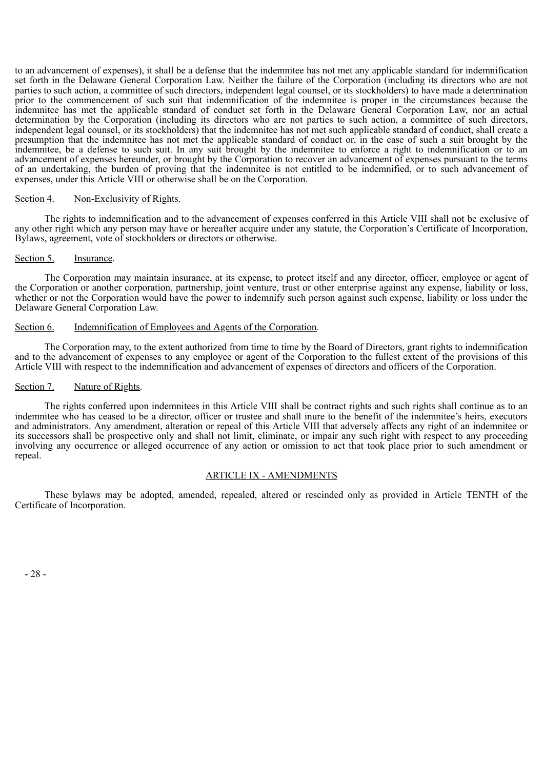to an advancement of expenses), it shall be a defense that the indemnitee has not met any applicable standard for indemnification set forth in the Delaware General Corporation Law. Neither the failure of the Corporation (including its directors who are not parties to such action, a committee of such directors, independent legal counsel, or its stockholders) to have made a determination prior to the commencement of such suit that indemnification of the indemnitee is proper in the circumstances because the indemnitee has met the applicable standard of conduct set forth in the Delaware General Corporation Law, nor an actual determination by the Corporation (including its directors who are not parties to such action, a committee of such directors, independent legal counsel, or its stockholders) that the indemnitee has not met such applicable standard of conduct, shall create a presumption that the indemnitee has not met the applicable standard of conduct or, in the case of such a suit brought by the indemnitee, be a defense to such suit. In any suit brought by the indemnitee to enforce a right to indemnification or to an advancement of expenses hereunder, or brought by the Corporation to recover an advancement of expenses pursuant to the terms of an undertaking, the burden of proving that the indemnitee is not entitled to be indemnified, or to such advancement of expenses, under this Article VIII or otherwise shall be on the Corporation.

Section 4. Non-Exclusivity of Rights.

The rights to indemnification and to the advancement of expenses conferred in this Article VIII shall not be exclusive of any other right which any person may have or hereafter acquire under any statute, the Corporation's Certificate of Incorporation, Bylaws, agreement, vote of stockholders or directors or otherwise.

Section 5. Insurance.

The Corporation may maintain insurance, at its expense, to protect itself and any director, officer, employee or agent of the Corporation or another corporation, partnership, joint venture, trust or other enterprise against any expense, liability or loss, whether or not the Corporation would have the power to indemnify such person against such expense, liability or loss under the Delaware General Corporation Law.

Section 6. Indemnification of Employees and Agents of the Corporation.

The Corporation may, to the extent authorized from time to time by the Board of Directors, grant rights to indemnification and to the advancement of expenses to any employee or agent of the Corporation to the fullest extent of the provisions of this Article VIII with respect to the indemnification and advancement of expenses of directors and officers of the Corporation.

Section 7. Nature of Rights.

The rights conferred upon indemnitees in this Article VIII shall be contract rights and such rights shall continue as to an indemnitee who has ceased to be a director, officer or trustee and shall inure to the benefit of the indemnitee's heirs, executors and administrators. Any amendment, alteration or repeal of this Article VIII that adversely affects any right of an indemnitee or its successors shall be prospective only and shall not limit, eliminate, or impair any such right with respect to any proceeding involving any occurrence or alleged occurrence of any action or omission to act that took place prior to such amendment or repeal.

## ARTICLE IX - AMENDMENTS

These bylaws may be adopted, amended, repealed, altered or rescinded only as provided in Article TENTH of the Certificate of Incorporation.